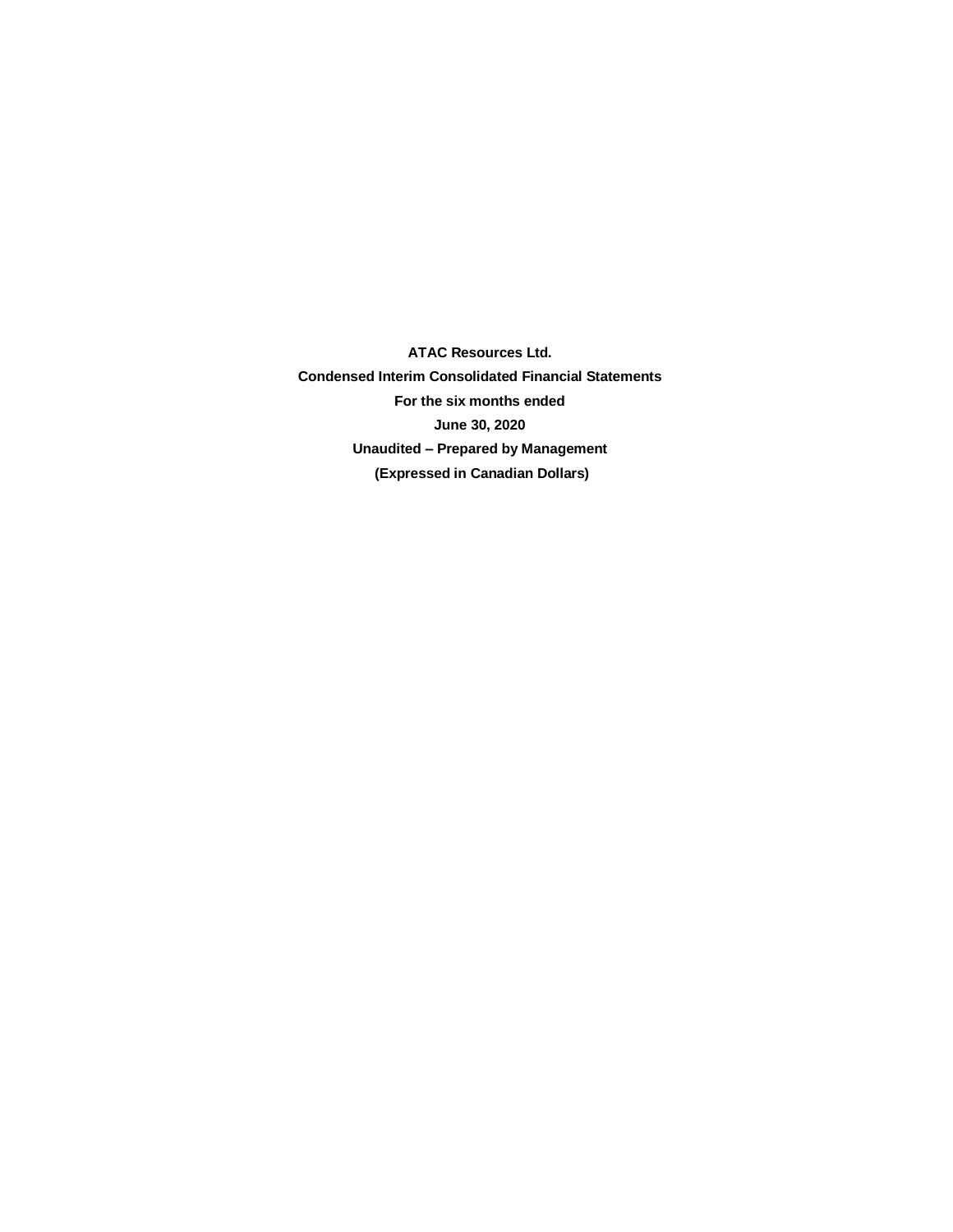**ATAC Resources Ltd.**

**Condensed Interim Consolidated Financial Statements**

**For the six months ended**

**June 30, 2020**

**Unaudited – Prepared by Management**

**(Expressed in Canadian Dollars)**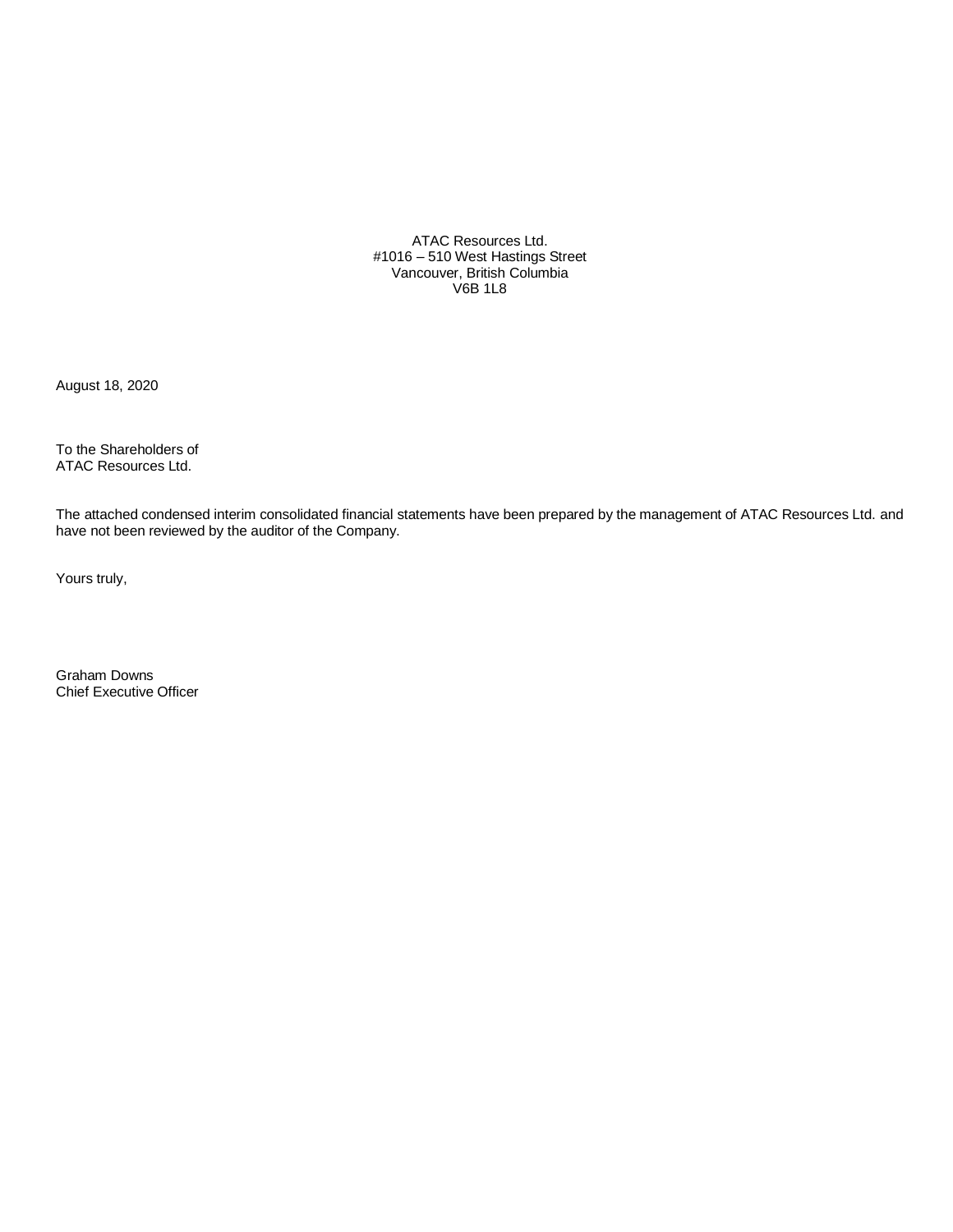ATAC Resources Ltd.
#1016 – 510 West Hastings Street
Vancouver, British Columbia
V6B 1L8

August 18, 2020

To the Shareholders of
ATAC Resources Ltd.

The attached condensed interim consolidated financial statements have been prepared by the management of ATAC Resources Ltd. and have not been reviewed by the auditor of the Company.

Yours truly,

Graham Downs
Chief Executive Officer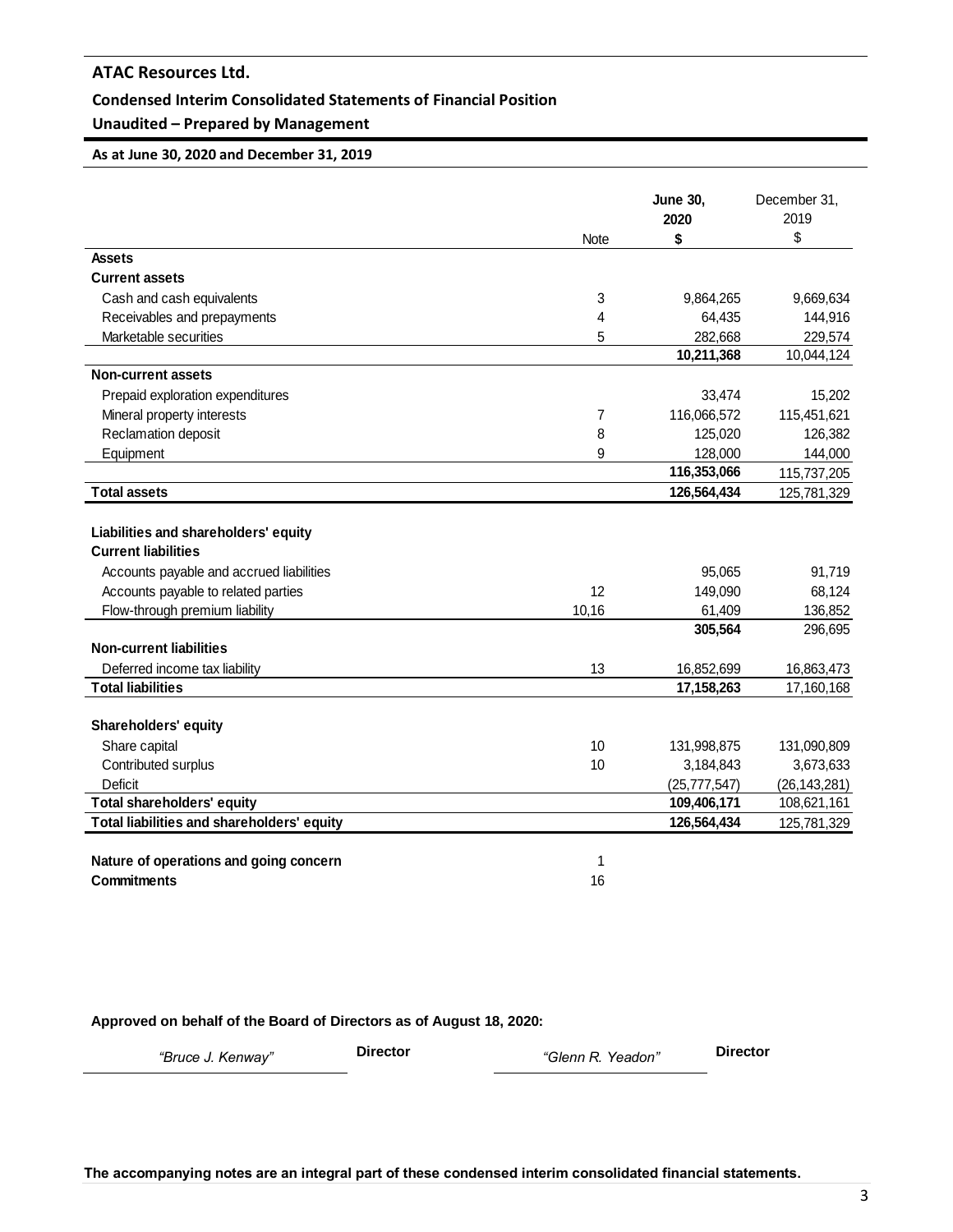# ATAC Resources Ltd.

## Condensed Interim Consolidated Statements of Financial Position

## Unaudited – Prepared by Management

**As at June 30, 2020 and December 31, 2019**

| | Note | **June 30, 2020 $** | December 31, 2019 $ |
|---|---|---|---|
| **Assets** | | | |
| **Current assets** | | | |
| Cash and cash equivalents | 3 | 9,864,265 | 9,669,634 |
| Receivables and prepayments | 4 | 64,435 | 144,916 |
| Marketable securities | 5 | 282,668 | 229,574 |
| | | **10,211,368** | 10,044,124 |
| **Non-current assets** | | | |
| Prepaid exploration expenditures | | 33,474 | 15,202 |
| Mineral property interests | 7 | 116,066,572 | 115,451,621 |
| Reclamation deposit | 8 | 125,020 | 126,382 |
| Equipment | 9 | 128,000 | 144,000 |
| | | **116,353,066** | 115,737,205 |
| **Total assets** | | **126,564,434** | 125,781,329 |
| | | | |
| **Liabilities and shareholders' equity** | | | |
| **Current liabilities** | | | |
| Accounts payable and accrued liabilities | | 95,065 | 91,719 |
| Accounts payable to related parties | 12 | 149,090 | 68,124 |
| Flow-through premium liability | 10,16 | 61,409 | 136,852 |
| | | **305,564** | 296,695 |
| **Non-current liabilities** | | | |
| Deferred income tax liability | 13 | 16,852,699 | 16,863,473 |
| **Total liabilities** | | **17,158,263** | 17,160,168 |
| | | | |
| **Shareholders' equity** | | | |
| Share capital | 10 | 131,998,875 | 131,090,809 |
| Contributed surplus | 10 | 3,184,843 | 3,673,633 |
| Deficit | | (25,777,547) | (26,143,281) |
| **Total shareholders' equity** | | **109,406,171** | 108,621,161 |
| **Total liabilities and shareholders' equity** | | **126,564,434** | 125,781,329 |
| | | | |
| **Nature of operations and going concern** | 1 | | |
| **Commitments** | 16 | | |

**Approved on behalf of the Board of Directors as of August 18, 2020:**

*"Bruce J. Kenway"* **Director** *"Glenn R. Yeadon"* **Director**

**The accompanying notes are an integral part of these condensed interim consolidated financial statements.**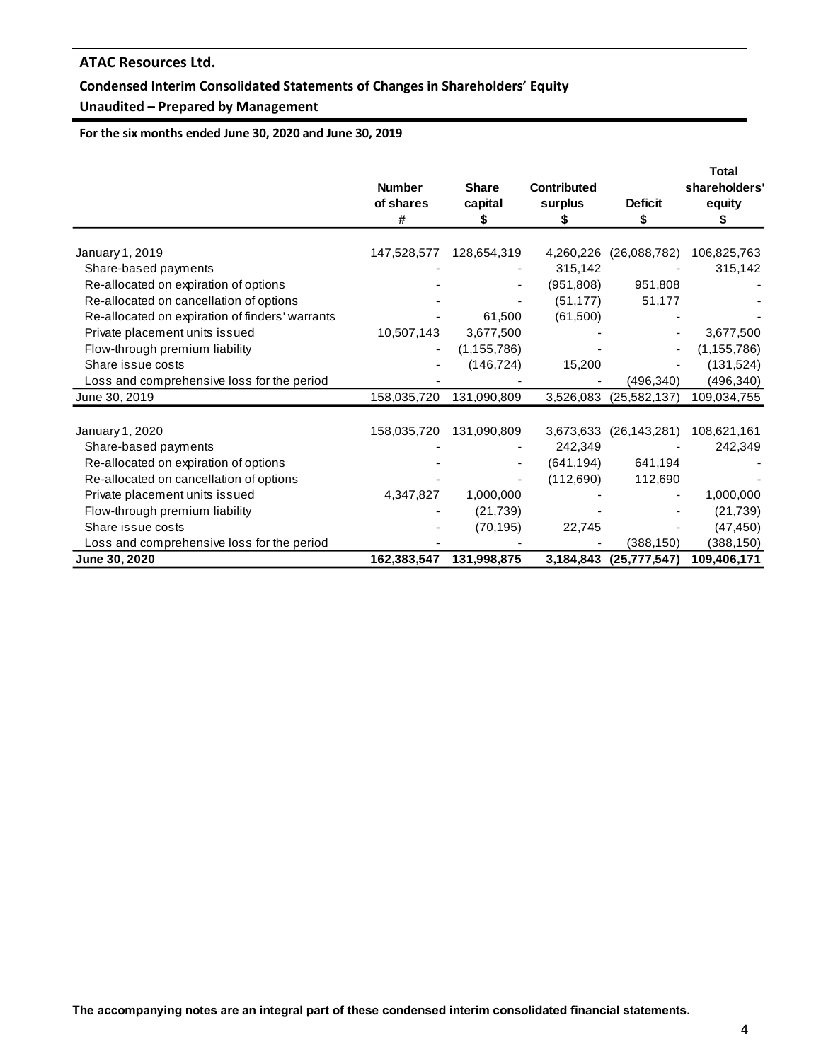# ATAC Resources Ltd.

## Condensed Interim Consolidated Statements of Changes in Shareholders' Equity

### Unaudited – Prepared by Management

**For the six months ended June 30, 2020 and June 30, 2019**

| | Number of shares # | Share capital $ | Contributed surplus $ | Deficit $ | Total shareholders' equity $ |
|---|---|---|---|---|---|
| January 1, 2019 | 147,528,577 | 128,654,319 | 4,260,226 | (26,088,782) | 106,825,763 |
| Share-based payments | - | - | 315,142 | - | 315,142 |
| Re-allocated on expiration of options | - | - | (951,808) | 951,808 | - |
| Re-allocated on cancellation of options | - | - | (51,177) | 51,177 | - |
| Re-allocated on expiration of finders' warrants | - | 61,500 | (61,500) | - | - |
| Private placement units issued | 10,507,143 | 3,677,500 | - | - | 3,677,500 |
| Flow-through premium liability | - | (1,155,786) | - | - | (1,155,786) |
| Share issue costs | - | (146,724) | 15,200 | - | (131,524) |
| Loss and comprehensive loss for the period | - | - | - | (496,340) | (496,340) |
| June 30, 2019 | 158,035,720 | 131,090,809 | 3,526,083 | (25,582,137) | 109,034,755 |
| | | | | | |
| January 1, 2020 | 158,035,720 | 131,090,809 | 3,673,633 | (26,143,281) | 108,621,161 |
| Share-based payments | - | - | 242,349 | - | 242,349 |
| Re-allocated on expiration of options | - | - | (641,194) | 641,194 | - |
| Re-allocated on cancellation of options | - | - | (112,690) | 112,690 | - |
| Private placement units issued | 4,347,827 | 1,000,000 | - | - | 1,000,000 |
| Flow-through premium liability | - | (21,739) | - | - | (21,739) |
| Share issue costs | - | (70,195) | 22,745 | - | (47,450) |
| Loss and comprehensive loss for the period | - | - | - | (388,150) | (388,150) |
| **June 30, 2020** | **162,383,547** | **131,998,875** | **3,184,843** | **(25,777,547)** | **109,406,171** |

**The accompanying notes are an integral part of these condensed interim consolidated financial statements.**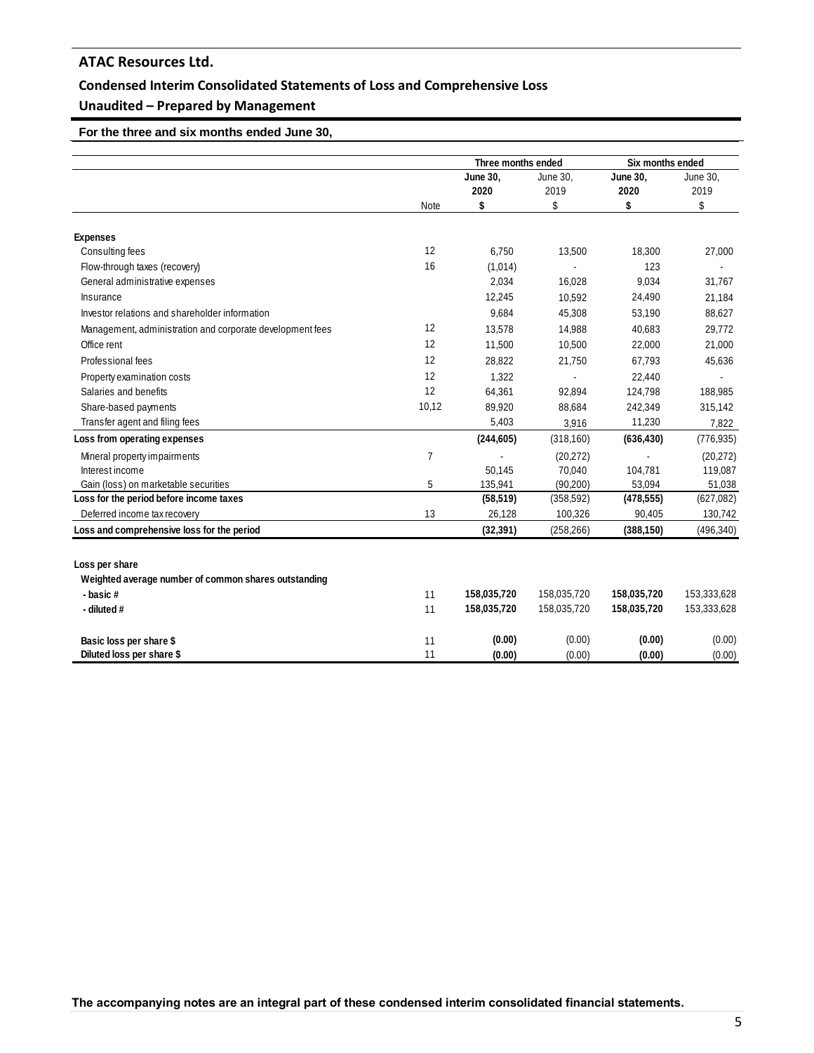# ATAC Resources Ltd.

## Condensed Interim Consolidated Statements of Loss and Comprehensive Loss

## Unaudited – Prepared by Management

**For the three and six months ended June 30,**

| | Note | Three months ended | | Six months ended | |
|---|---|---|---|---|---|
| | | **June 30, 2020** | June 30, 2019 | **June 30, 2020** | June 30, 2019 |
| | | **$** | $ | **$** | $ |
| **Expenses** | | | | | |
| Consulting fees | 12 | 6,750 | 13,500 | 18,300 | 27,000 |
| Flow-through taxes (recovery) | 16 | (1,014) | - | 123 | - |
| General administrative expenses | | 2,034 | 16,028 | 9,034 | 31,767 |
| Insurance | | 12,245 | 10,592 | 24,490 | 21,184 |
| Investor relations and shareholder information | | 9,684 | 45,308 | 53,190 | 88,627 |
| Management, administration and corporate development fees | 12 | 13,578 | 14,988 | 40,683 | 29,772 |
| Office rent | 12 | 11,500 | 10,500 | 22,000 | 21,000 |
| Professional fees | 12 | 28,822 | 21,750 | 67,793 | 45,636 |
| Property examination costs | 12 | 1,322 | - | 22,440 | - |
| Salaries and benefits | 12 | 64,361 | 92,894 | 124,798 | 188,985 |
| Share-based payments | 10,12 | 89,920 | 88,684 | 242,349 | 315,142 |
| Transfer agent and filing fees | | 5,403 | 3,916 | 11,230 | 7,822 |
| **Loss from operating expenses** | | **(244,605)** | (318,160) | **(636,430)** | (776,935) |
| Mineral property impairments | 7 | - | (20,272) | - | (20,272) |
| Interest income | | 50,145 | 70,040 | 104,781 | 119,087 |
| Gain (loss) on marketable securities | 5 | 135,941 | (90,200) | 53,094 | 51,038 |
| **Loss for the period before income taxes** | | **(58,519)** | (358,592) | **(478,555)** | (627,082) |
| Deferred income tax recovery | 13 | 26,128 | 100,326 | 90,405 | 130,742 |
| **Loss and comprehensive loss for the period** | | **(32,391)** | (258,266) | **(388,150)** | (496,340) |
| | | | | | |
| **Loss per share** | | | | | |
| **Weighted average number of common shares outstanding** | | | | | |
| **- basic #** | 11 | **158,035,720** | 158,035,720 | **158,035,720** | 153,333,628 |
| **- diluted #** | 11 | **158,035,720** | 158,035,720 | **158,035,720** | 153,333,628 |
| | | | | | |
| **Basic loss per share $** | 11 | **(0.00)** | (0.00) | **(0.00)** | (0.00) |
| **Diluted loss per share $** | 11 | **(0.00)** | (0.00) | **(0.00)** | (0.00) |

**The accompanying notes are an integral part of these condensed interim consolidated financial statements.**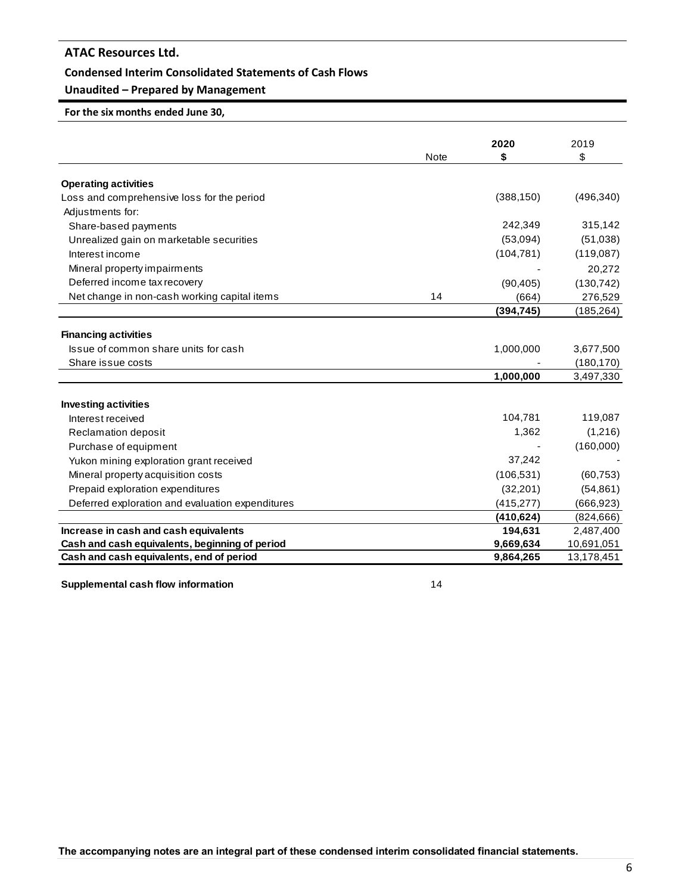# ATAC Resources Ltd.

## Condensed Interim Consolidated Statements of Cash Flows

### Unaudited – Prepared by Management

**For the six months ended June 30,**

| | Note | **2020** **$** | 2019 $ |
|---|---|---|---|
| **Operating activities** | | | |
| Loss and comprehensive loss for the period | | (388,150) | (496,340) |
| Adjustments for: | | | |
| Share-based payments | | 242,349 | 315,142 |
| Unrealized gain on marketable securities | | (53,094) | (51,038) |
| Interest income | | (104,781) | (119,087) |
| Mineral property impairments | | - | 20,272 |
| Deferred income tax recovery | | (90,405) | (130,742) |
| Net change in non-cash working capital items | 14 | (664) | 276,529 |
| | | **(394,745)** | (185,264) |
| **Financing activities** | | | |
| Issue of common share units for cash | | 1,000,000 | 3,677,500 |
| Share issue costs | | - | (180,170) |
| | | **1,000,000** | 3,497,330 |
| **Investing activities** | | | |
| Interest received | | 104,781 | 119,087 |
| Reclamation deposit | | 1,362 | (1,216) |
| Purchase of equipment | | - | (160,000) |
| Yukon mining exploration grant received | | 37,242 | - |
| Mineral property acquisition costs | | (106,531) | (60,753) |
| Prepaid exploration expenditures | | (32,201) | (54,861) |
| Deferred exploration and evaluation expenditures | | (415,277) | (666,923) |
| | | **(410,624)** | (824,666) |
| **Increase in cash and cash equivalents** | | **194,631** | 2,487,400 |
| **Cash and cash equivalents, beginning of period** | | **9,669,634** | 10,691,051 |
| **Cash and cash equivalents, end of period** | | **9,864,265** | 13,178,451 |

| | Note |
|---|---|
| **Supplemental cash flow information** | 14 |

**The accompanying notes are an integral part of these condensed interim consolidated financial statements.**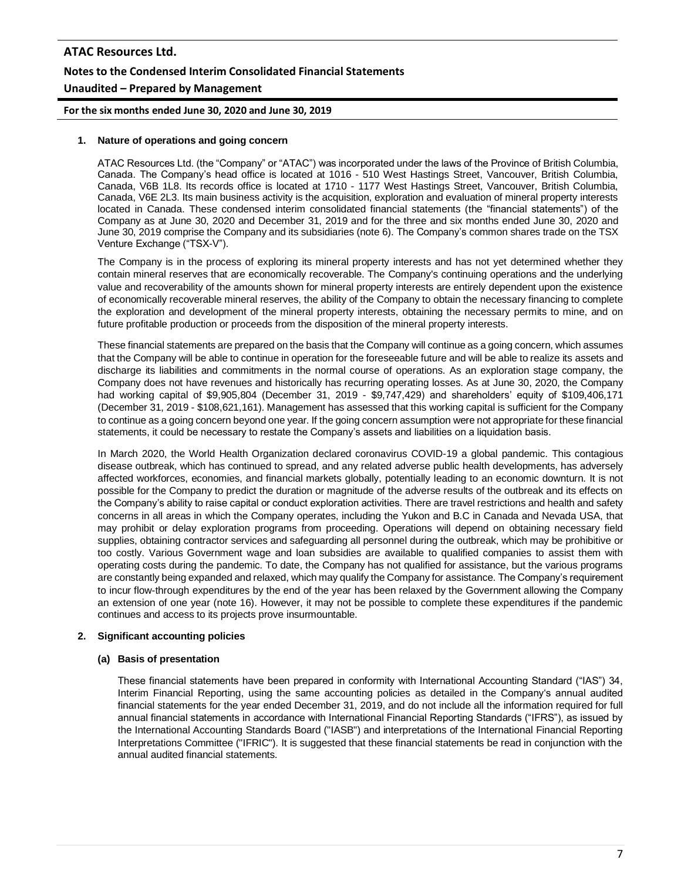## 1. Nature of operations and going concern

ATAC Resources Ltd. (the "Company" or "ATAC") was incorporated under the laws of the Province of British Columbia, Canada. The Company's head office is located at 1016 - 510 West Hastings Street, Vancouver, British Columbia, Canada, V6B 1L8. Its records office is located at 1710 - 1177 West Hastings Street, Vancouver, British Columbia, Canada, V6E 2L3. Its main business activity is the acquisition, exploration and evaluation of mineral property interests located in Canada. These condensed interim consolidated financial statements (the "financial statements") of the Company as at June 30, 2020 and December 31, 2019 and for the three and six months ended June 30, 2020 and June 30, 2019 comprise the Company and its subsidiaries (note 6). The Company's common shares trade on the TSX Venture Exchange ("TSX-V").

The Company is in the process of exploring its mineral property interests and has not yet determined whether they contain mineral reserves that are economically recoverable. The Company's continuing operations and the underlying value and recoverability of the amounts shown for mineral property interests are entirely dependent upon the existence of economically recoverable mineral reserves, the ability of the Company to obtain the necessary financing to complete the exploration and development of the mineral property interests, obtaining the necessary permits to mine, and on future profitable production or proceeds from the disposition of the mineral property interests.

These financial statements are prepared on the basis that the Company will continue as a going concern, which assumes that the Company will be able to continue in operation for the foreseeable future and will be able to realize its assets and discharge its liabilities and commitments in the normal course of operations. As an exploration stage company, the Company does not have revenues and historically has recurring operating losses. As at June 30, 2020, the Company had working capital of $9,905,804 (December 31, 2019 - $9,747,429) and shareholders' equity of $109,406,171 (December 31, 2019 - $108,621,161). Management has assessed that this working capital is sufficient for the Company to continue as a going concern beyond one year. If the going concern assumption were not appropriate for these financial statements, it could be necessary to restate the Company's assets and liabilities on a liquidation basis.

In March 2020, the World Health Organization declared coronavirus COVID-19 a global pandemic. This contagious disease outbreak, which has continued to spread, and any related adverse public health developments, has adversely affected workforces, economies, and financial markets globally, potentially leading to an economic downturn. It is not possible for the Company to predict the duration or magnitude of the adverse results of the outbreak and its effects on the Company's ability to raise capital or conduct exploration activities. There are travel restrictions and health and safety concerns in all areas in which the Company operates, including the Yukon and B.C in Canada and Nevada USA, that may prohibit or delay exploration programs from proceeding. Operations will depend on obtaining necessary field supplies, obtaining contractor services and safeguarding all personnel during the outbreak, which may be prohibitive or too costly. Various Government wage and loan subsidies are available to qualified companies to assist them with operating costs during the pandemic. To date, the Company has not qualified for assistance, but the various programs are constantly being expanded and relaxed, which may qualify the Company for assistance. The Company's requirement to incur flow-through expenditures by the end of the year has been relaxed by the Government allowing the Company an extension of one year (note 16). However, it may not be possible to complete these expenditures if the pandemic continues and access to its projects prove insurmountable.

## 2. Significant accounting policies

### (a) Basis of presentation

These financial statements have been prepared in conformity with International Accounting Standard ("IAS") 34, Interim Financial Reporting, using the same accounting policies as detailed in the Company's annual audited financial statements for the year ended December 31, 2019, and do not include all the information required for full annual financial statements in accordance with International Financial Reporting Standards ("IFRS"), as issued by the International Accounting Standards Board ("IASB") and interpretations of the International Financial Reporting Interpretations Committee ("IFRIC"). It is suggested that these financial statements be read in conjunction with the annual audited financial statements.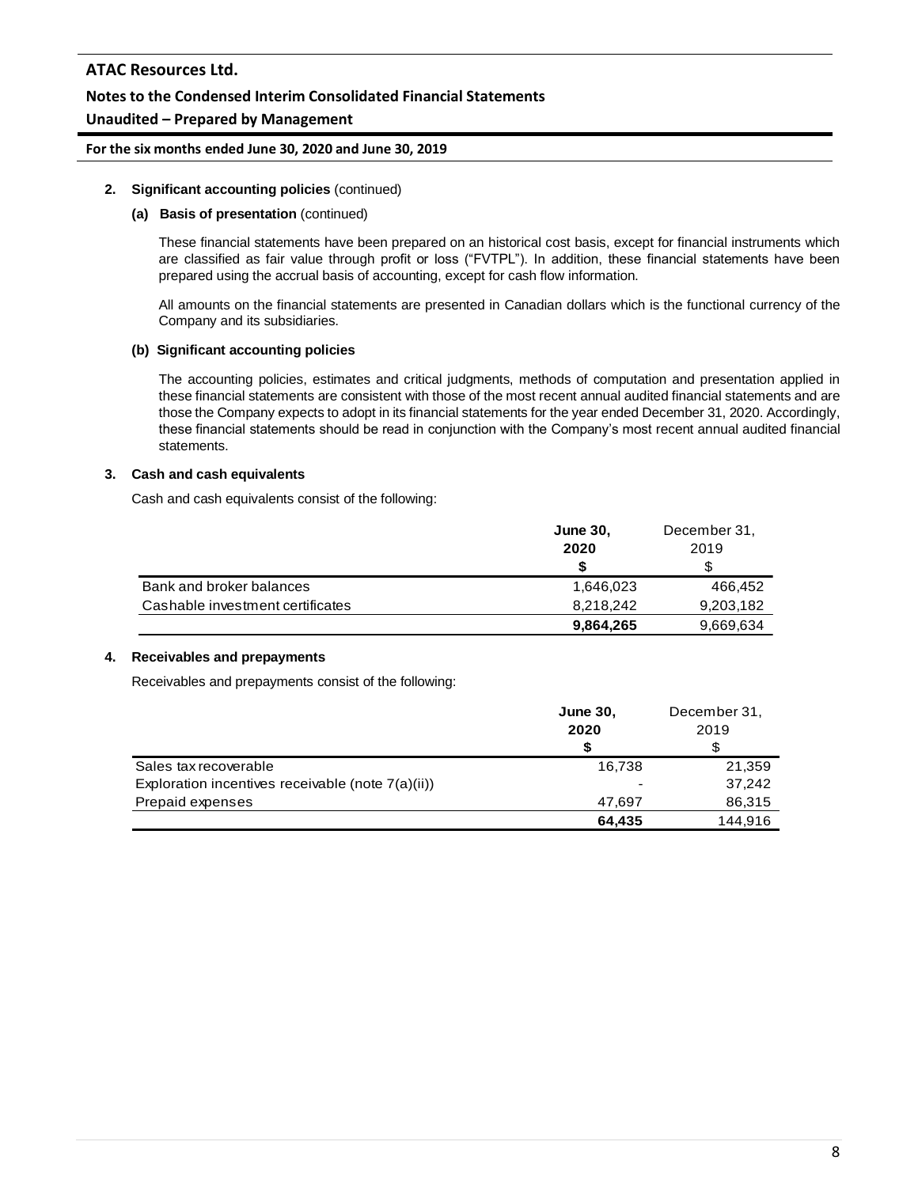**2. Significant accounting policies** (continued)

**(a) Basis of presentation** (continued)

These financial statements have been prepared on an historical cost basis, except for financial instruments which are classified as fair value through profit or loss ("FVTPL"). In addition, these financial statements have been prepared using the accrual basis of accounting, except for cash flow information.

All amounts on the financial statements are presented in Canadian dollars which is the functional currency of the Company and its subsidiaries.

**(b) Significant accounting policies**

The accounting policies, estimates and critical judgments, methods of computation and presentation applied in these financial statements are consistent with those of the most recent annual audited financial statements and are those the Company expects to adopt in its financial statements for the year ended December 31, 2020. Accordingly, these financial statements should be read in conjunction with the Company's most recent annual audited financial statements.

**3. Cash and cash equivalents**

Cash and cash equivalents consist of the following:

| | **June 30, 2020** | December 31, 2019 |
|---|---|---|
| | **$** | $ |
| Bank and broker balances | 1,646,023 | 466,452 |
| Cashable investment certificates | 8,218,242 | 9,203,182 |
| | **9,864,265** | 9,669,634 |

**4. Receivables and prepayments**

Receivables and prepayments consist of the following:

| | **June 30, 2020** | December 31, 2019 |
|---|---|---|
| | **$** | $ |
| Sales tax recoverable | 16,738 | 21,359 |
| Exploration incentives receivable (note 7(a)(ii)) | - | 37,242 |
| Prepaid expenses | 47,697 | 86,315 |
| | **64,435** | 144,916 |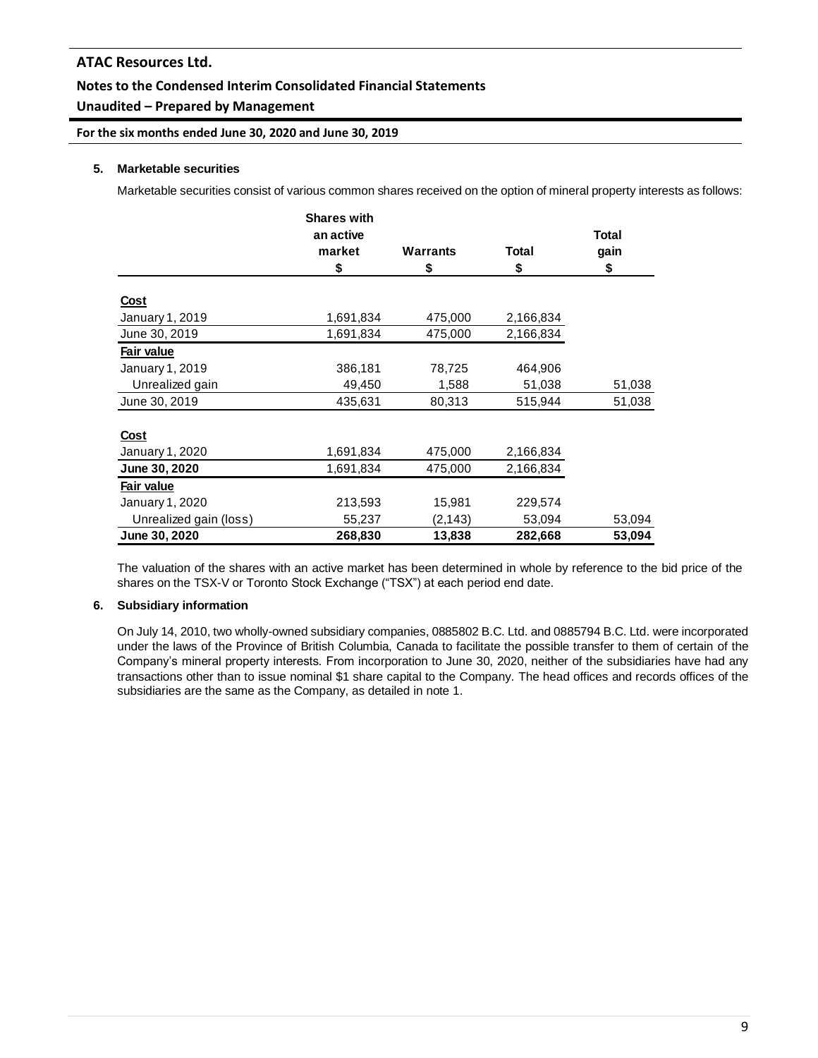## 5. Marketable securities

Marketable securities consist of various common shares received on the option of mineral property interests as follows:

| | Shares with an active market<br>$ | Warrants<br>$ | Total<br>$ | Total gain<br>$ |
|---|---|---|---|---|
| **Cost** | | | | |
| January 1, 2019 | 1,691,834 | 475,000 | 2,166,834 | |
| June 30, 2019 | 1,691,834 | 475,000 | 2,166,834 | |
| **Fair value** | | | | |
| January 1, 2019 | 386,181 | 78,725 | 464,906 | |
| Unrealized gain | 49,450 | 1,588 | 51,038 | 51,038 |
| June 30, 2019 | 435,631 | 80,313 | 515,944 | 51,038 |
| | | | | |
| **Cost** | | | | |
| January 1, 2020 | 1,691,834 | 475,000 | 2,166,834 | |
| **June 30, 2020** | **1,691,834** | **475,000** | **2,166,834** | |
| **Fair value** | | | | |
| January 1, 2020 | 213,593 | 15,981 | 229,574 | |
| Unrealized gain (loss) | 55,237 | (2,143) | 53,094 | 53,094 |
| **June 30, 2020** | **268,830** | **13,838** | **282,668** | **53,094** |

The valuation of the shares with an active market has been determined in whole by reference to the bid price of the shares on the TSX-V or Toronto Stock Exchange ("TSX") at each period end date.

## 6. Subsidiary information

On July 14, 2010, two wholly-owned subsidiary companies, 0885802 B.C. Ltd. and 0885794 B.C. Ltd. were incorporated under the laws of the Province of British Columbia, Canada to facilitate the possible transfer to them of certain of the Company's mineral property interests. From incorporation to June 30, 2020, neither of the subsidiaries have had any transactions other than to issue nominal $1 share capital to the Company. The head offices and records offices of the subsidiaries are the same as the Company, as detailed in note 1.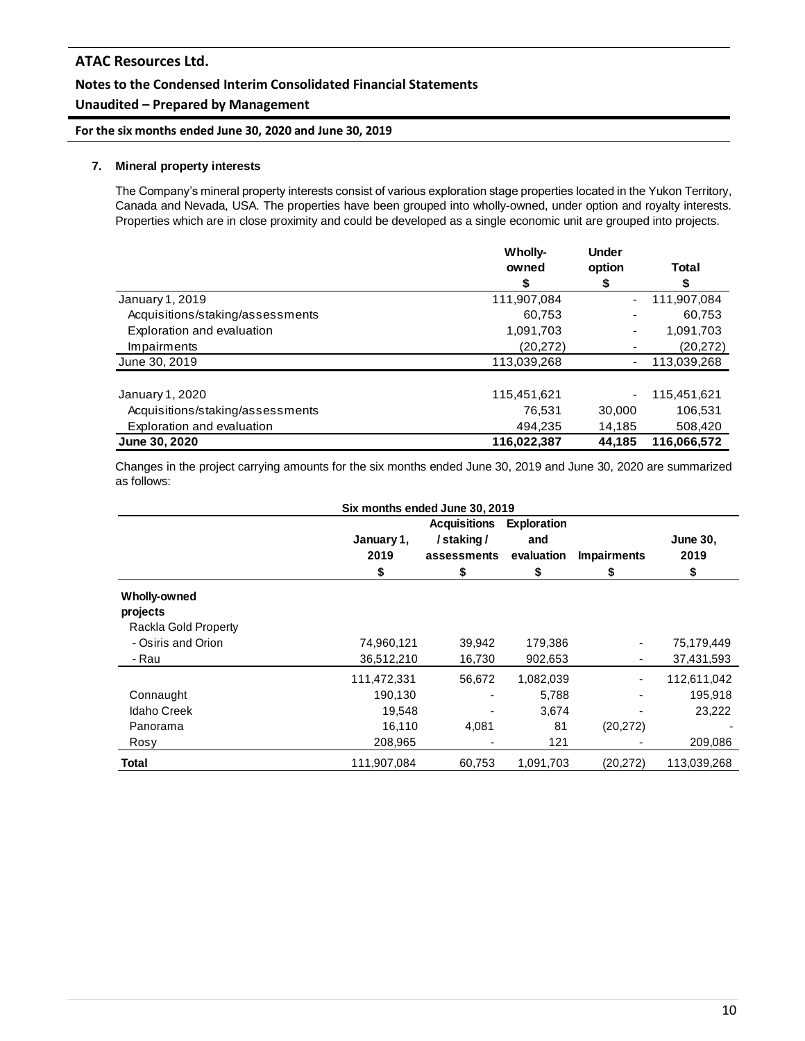## 7. Mineral property interests

The Company's mineral property interests consist of various exploration stage properties located in the Yukon Territory, Canada and Nevada, USA. The properties have been grouped into wholly-owned, under option and royalty interests. Properties which are in close proximity and could be developed as a single economic unit are grouped into projects.

| | Wholly-owned<br>$ | Under option<br>$ | Total<br>$ |
|---|---|---|---|
| January 1, 2019 | 111,907,084 | - | 111,907,084 |
| Acquisitions/staking/assessments | 60,753 | - | 60,753 |
| Exploration and evaluation | 1,091,703 | - | 1,091,703 |
| Impairments | (20,272) | - | (20,272) |
| June 30, 2019 | 113,039,268 | - | 113,039,268 |
| | | | |
| January 1, 2020 | 115,451,621 | - | 115,451,621 |
| Acquisitions/staking/assessments | 76,531 | 30,000 | 106,531 |
| Exploration and evaluation | 494,235 | 14,185 | 508,420 |
| **June 30, 2020** | **116,022,387** | **44,185** | **116,066,572** |

Changes in the project carrying amounts for the six months ended June 30, 2019 and June 30, 2020 are summarized as follows:

| Six months ended June 30, 2019 | | | | | |
|---|---|---|---|---|---|
| | January 1, 2019<br>$ | Acquisitions / staking / assessments<br>$ | Exploration and evaluation<br>$ | Impairments<br>$ | June 30, 2019<br>$ |
| **Wholly-owned projects** | | | | | |
| Rackla Gold Property | | | | | |
| - Osiris and Orion | 74,960,121 | 39,942 | 179,386 | - | 75,179,449 |
| - Rau | 36,512,210 | 16,730 | 902,653 | - | 37,431,593 |
| | 111,472,331 | 56,672 | 1,082,039 | - | 112,611,042 |
| Connaught | 190,130 | - | 5,788 | - | 195,918 |
| Idaho Creek | 19,548 | - | 3,674 | - | 23,222 |
| Panorama | 16,110 | 4,081 | 81 | (20,272) | - |
| Rosy | 208,965 | - | 121 | - | 209,086 |
| **Total** | 111,907,084 | 60,753 | 1,091,703 | (20,272) | 113,039,268 |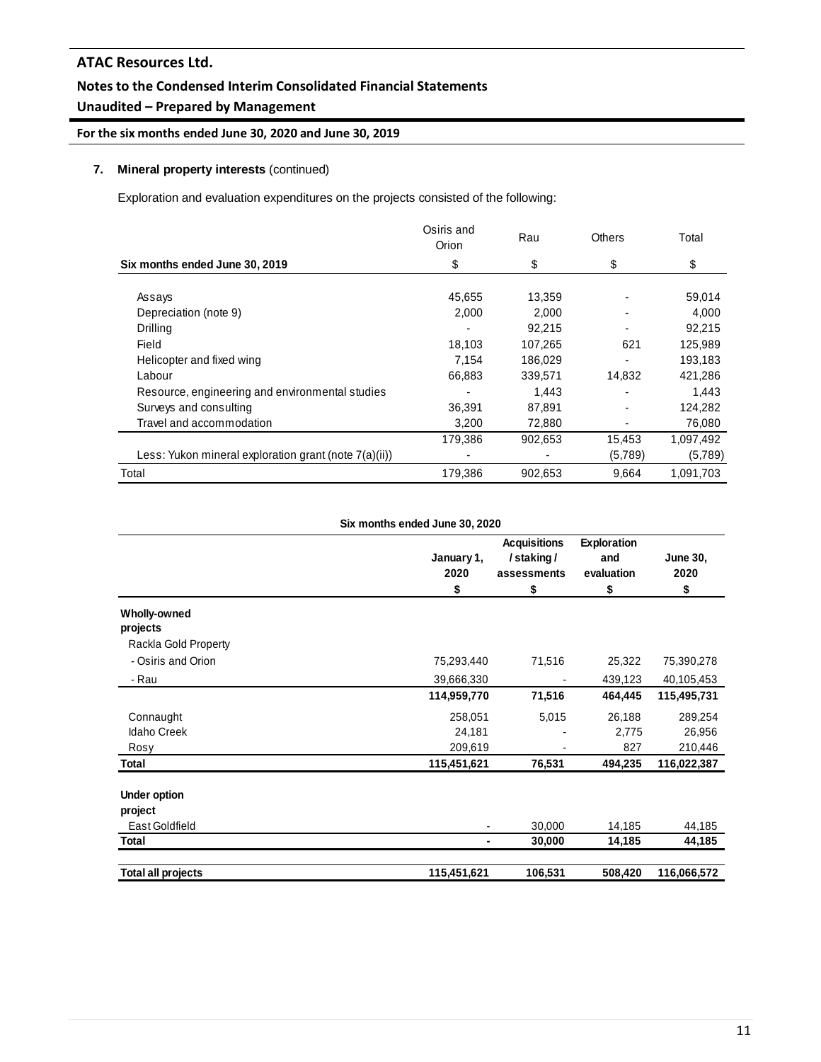**7. Mineral property interests** (continued)

Exploration and evaluation expenditures on the projects consisted of the following:

| Six months ended June 30, 2019 | Osiris and Orion | Rau | Others | Total |
|---|---|---|---|---|
| | $ | $ | $ | $ |
| Assays | 45,655 | 13,359 | - | 59,014 |
| Depreciation (note 9) | 2,000 | 2,000 | - | 4,000 |
| Drilling | - | 92,215 | - | 92,215 |
| Field | 18,103 | 107,265 | 621 | 125,989 |
| Helicopter and fixed wing | 7,154 | 186,029 | - | 193,183 |
| Labour | 66,883 | 339,571 | 14,832 | 421,286 |
| Resource, engineering and environmental studies | - | 1,443 | - | 1,443 |
| Surveys and consulting | 36,391 | 87,891 | - | 124,282 |
| Travel and accommodation | 3,200 | 72,880 | - | 76,080 |
| | 179,386 | 902,653 | 15,453 | 1,097,492 |
| Less: Yukon mineral exploration grant (note 7(a)(ii)) | - | - | (5,789) | (5,789) |
| Total | 179,386 | 902,653 | 9,664 | 1,091,703 |

**Six months ended June 30, 2020**

| | January 1, 2020 | Acquisitions / staking / assessments | Exploration and evaluation | June 30, 2020 |
|---|---|---|---|---|
| | $ | $ | $ | $ |
| **Wholly-owned projects** | | | | |
| Rackla Gold Property | | | | |
| - Osiris and Orion | 75,293,440 | 71,516 | 25,322 | 75,390,278 |
| - Rau | 39,666,330 | - | 439,123 | 40,105,453 |
| | **114,959,770** | **71,516** | **464,445** | **115,495,731** |
| Connaught | 258,051 | 5,015 | 26,188 | 289,254 |
| Idaho Creek | 24,181 | - | 2,775 | 26,956 |
| Rosy | 209,619 | - | 827 | 210,446 |
| **Total** | **115,451,621** | **76,531** | **494,235** | **116,022,387** |
| **Under option project** | | | | |
| East Goldfield | - | 30,000 | 14,185 | 44,185 |
| **Total** | **-** | **30,000** | **14,185** | **44,185** |
| **Total all projects** | **115,451,621** | **106,531** | **508,420** | **116,066,572** |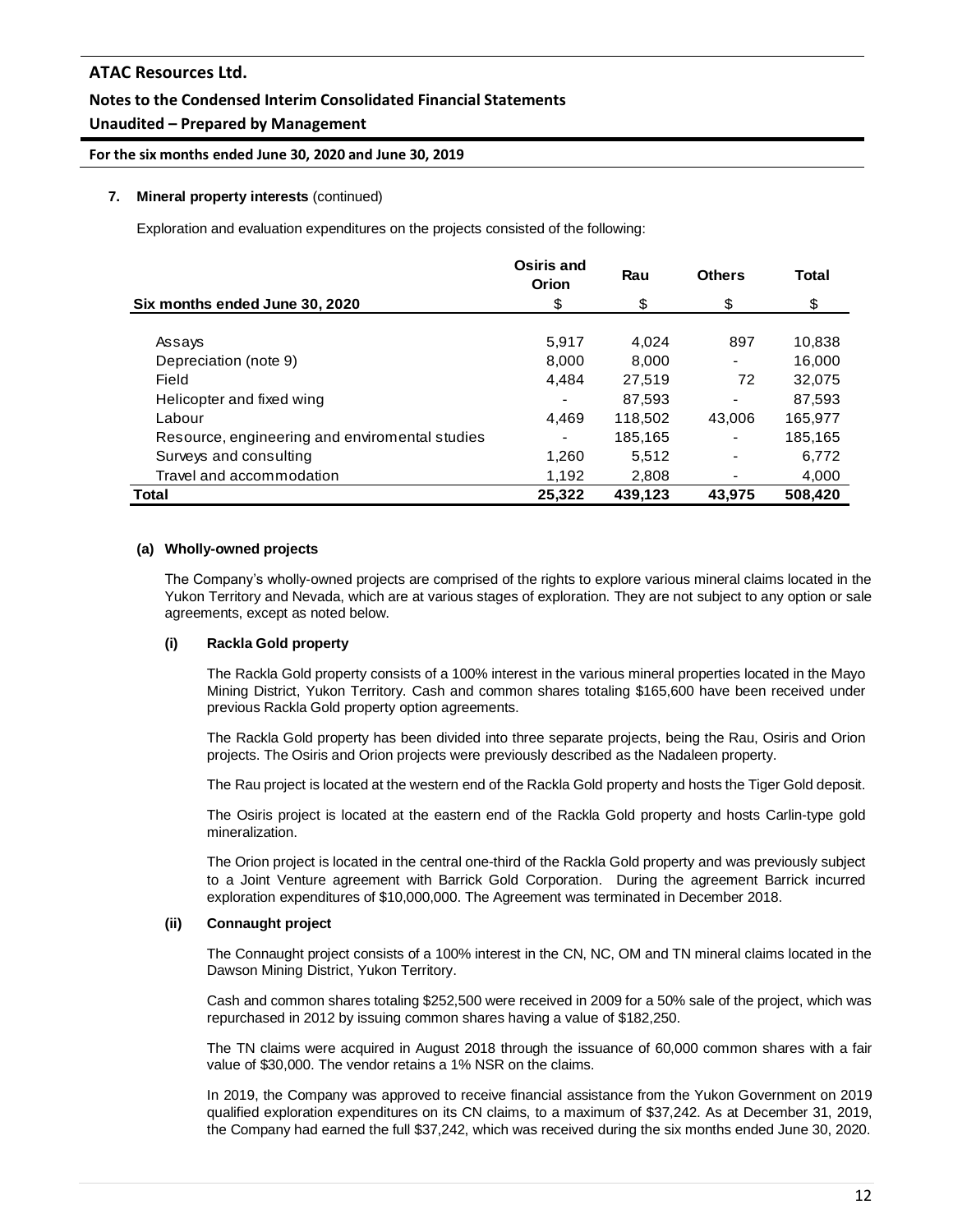**7. Mineral property interests** (continued)

Exploration and evaluation expenditures on the projects consisted of the following:

| Six months ended June 30, 2020 | Osiris and Orion | Rau | Others | Total |
|---|---|---|---|---|
| | $ | $ | $ | $ |
| Assays | 5,917 | 4,024 | 897 | 10,838 |
| Depreciation (note 9) | 8,000 | 8,000 | - | 16,000 |
| Field | 4,484 | 27,519 | 72 | 32,075 |
| Helicopter and fixed wing | - | 87,593 | - | 87,593 |
| Labour | 4,469 | 118,502 | 43,006 | 165,977 |
| Resource, engineering and enviromental studies | - | 185,165 | - | 185,165 |
| Surveys and consulting | 1,260 | 5,512 | - | 6,772 |
| Travel and accommodation | 1,192 | 2,808 | - | 4,000 |
| **Total** | **25,322** | **439,123** | **43,975** | **508,420** |

**(a) Wholly-owned projects**

The Company's wholly-owned projects are comprised of the rights to explore various mineral claims located in the Yukon Territory and Nevada, which are at various stages of exploration. They are not subject to any option or sale agreements, except as noted below.

**(i) Rackla Gold property**

The Rackla Gold property consists of a 100% interest in the various mineral properties located in the Mayo Mining District, Yukon Territory. Cash and common shares totaling $165,600 have been received under previous Rackla Gold property option agreements.

The Rackla Gold property has been divided into three separate projects, being the Rau, Osiris and Orion projects. The Osiris and Orion projects were previously described as the Nadaleen property.

The Rau project is located at the western end of the Rackla Gold property and hosts the Tiger Gold deposit.

The Osiris project is located at the eastern end of the Rackla Gold property and hosts Carlin-type gold mineralization.

The Orion project is located in the central one-third of the Rackla Gold property and was previously subject to a Joint Venture agreement with Barrick Gold Corporation. During the agreement Barrick incurred exploration expenditures of $10,000,000. The Agreement was terminated in December 2018.

**(ii) Connaught project**

The Connaught project consists of a 100% interest in the CN, NC, OM and TN mineral claims located in the Dawson Mining District, Yukon Territory.

Cash and common shares totaling $252,500 were received in 2009 for a 50% sale of the project, which was repurchased in 2012 by issuing common shares having a value of $182,250.

The TN claims were acquired in August 2018 through the issuance of 60,000 common shares with a fair value of $30,000. The vendor retains a 1% NSR on the claims.

In 2019, the Company was approved to receive financial assistance from the Yukon Government on 2019 qualified exploration expenditures on its CN claims, to a maximum of $37,242. As at December 31, 2019, the Company had earned the full $37,242, which was received during the six months ended June 30, 2020.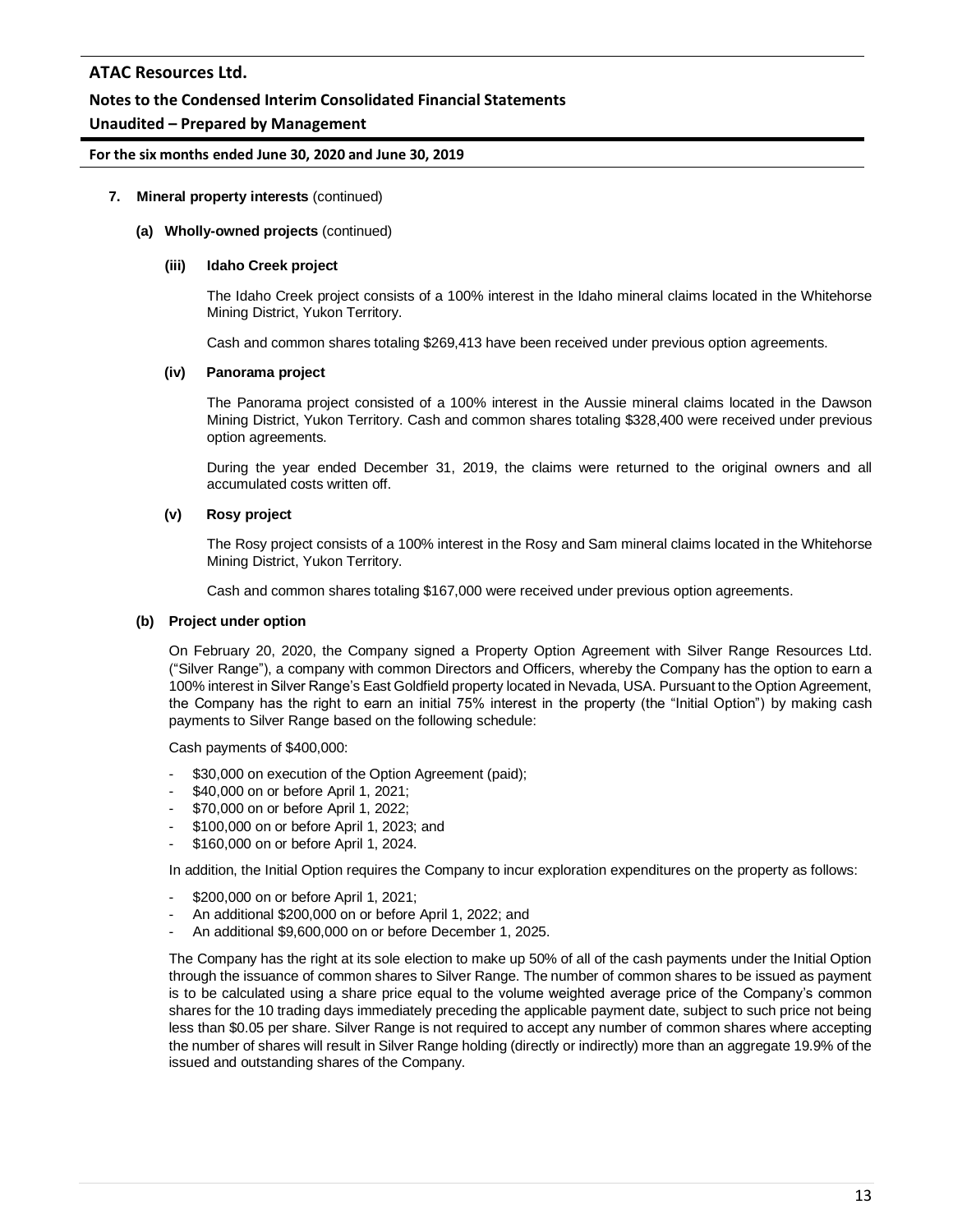## 7. Mineral property interests (continued)

### (a) Wholly-owned projects (continued)

#### (iii) Idaho Creek project

The Idaho Creek project consists of a 100% interest in the Idaho mineral claims located in the Whitehorse Mining District, Yukon Territory.

Cash and common shares totaling $269,413 have been received under previous option agreements.

#### (iv) Panorama project

The Panorama project consisted of a 100% interest in the Aussie mineral claims located in the Dawson Mining District, Yukon Territory. Cash and common shares totaling $328,400 were received under previous option agreements.

During the year ended December 31, 2019, the claims were returned to the original owners and all accumulated costs written off.

#### (v) Rosy project

The Rosy project consists of a 100% interest in the Rosy and Sam mineral claims located in the Whitehorse Mining District, Yukon Territory.

Cash and common shares totaling $167,000 were received under previous option agreements.

### (b) Project under option

On February 20, 2020, the Company signed a Property Option Agreement with Silver Range Resources Ltd. ("Silver Range"), a company with common Directors and Officers, whereby the Company has the option to earn a 100% interest in Silver Range's East Goldfield property located in Nevada, USA. Pursuant to the Option Agreement, the Company has the right to earn an initial 75% interest in the property (the "Initial Option") by making cash payments to Silver Range based on the following schedule:

Cash payments of $400,000:

- $30,000 on execution of the Option Agreement (paid);
- $40,000 on or before April 1, 2021;
- $70,000 on or before April 1, 2022;
- $100,000 on or before April 1, 2023; and
- $160,000 on or before April 1, 2024.

In addition, the Initial Option requires the Company to incur exploration expenditures on the property as follows:

- $200,000 on or before April 1, 2021;
- An additional $200,000 on or before April 1, 2022; and
- An additional $9,600,000 on or before December 1, 2025.

The Company has the right at its sole election to make up 50% of all of the cash payments under the Initial Option through the issuance of common shares to Silver Range. The number of common shares to be issued as payment is to be calculated using a share price equal to the volume weighted average price of the Company's common shares for the 10 trading days immediately preceding the applicable payment date, subject to such price not being less than $0.05 per share. Silver Range is not required to accept any number of common shares where accepting the number of shares will result in Silver Range holding (directly or indirectly) more than an aggregate 19.9% of the issued and outstanding shares of the Company.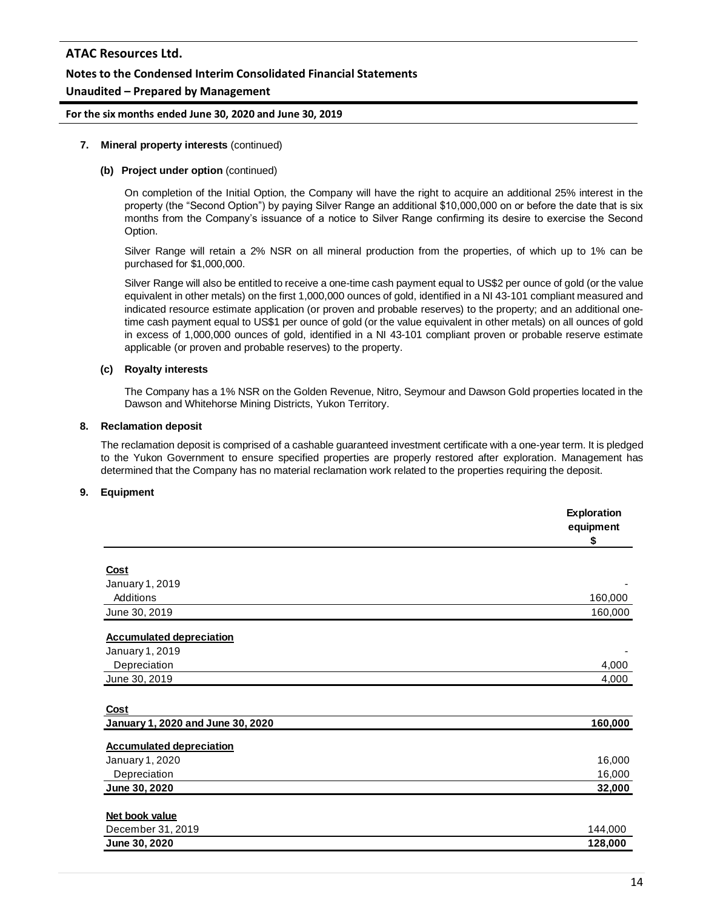**7. Mineral property interests** (continued)

**(b) Project under option** (continued)

On completion of the Initial Option, the Company will have the right to acquire an additional 25% interest in the property (the "Second Option") by paying Silver Range an additional $10,000,000 on or before the date that is six months from the Company's issuance of a notice to Silver Range confirming its desire to exercise the Second Option.

Silver Range will retain a 2% NSR on all mineral production from the properties, of which up to 1% can be purchased for $1,000,000.

Silver Range will also be entitled to receive a one-time cash payment equal to US$2 per ounce of gold (or the value equivalent in other metals) on the first 1,000,000 ounces of gold, identified in a NI 43-101 compliant measured and indicated resource estimate application (or proven and probable reserves) to the property; and an additional one-time cash payment equal to US$1 per ounce of gold (or the value equivalent in other metals) on all ounces of gold in excess of 1,000,000 ounces of gold, identified in a NI 43-101 compliant proven or probable reserve estimate applicable (or proven and probable reserves) to the property.

**(c) Royalty interests**

The Company has a 1% NSR on the Golden Revenue, Nitro, Seymour and Dawson Gold properties located in the Dawson and Whitehorse Mining Districts, Yukon Territory.

**8. Reclamation deposit**

The reclamation deposit is comprised of a cashable guaranteed investment certificate with a one-year term. It is pledged to the Yukon Government to ensure specified properties are properly restored after exploration. Management has determined that the Company has no material reclamation work related to the properties requiring the deposit.

**9. Equipment**

| | Exploration equipment $ |
|---|---|
| **Cost** | |
| January 1, 2019 | - |
| Additions | 160,000 |
| June 30, 2019 | 160,000 |
| **Accumulated depreciation** | |
| January 1, 2019 | - |
| Depreciation | 4,000 |
| June 30, 2019 | 4,000 |
| **Cost** | |
| **January 1, 2020 and June 30, 2020** | **160,000** |
| **Accumulated depreciation** | |
| January 1, 2020 | 16,000 |
| Depreciation | 16,000 |
| **June 30, 2020** | **32,000** |
| **Net book value** | |
| December 31, 2019 | 144,000 |
| **June 30, 2020** | **128,000** |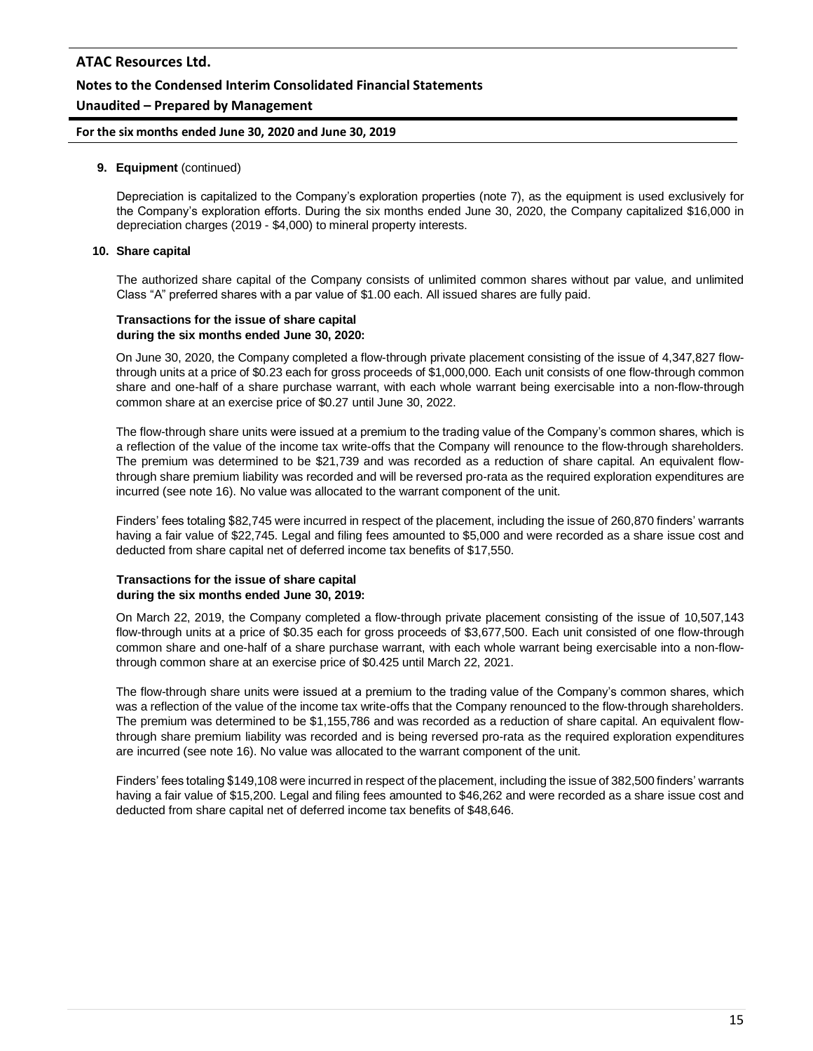**9. Equipment** (continued)

Depreciation is capitalized to the Company's exploration properties (note 7), as the equipment is used exclusively for the Company's exploration efforts. During the six months ended June 30, 2020, the Company capitalized $16,000 in depreciation charges (2019 - $4,000) to mineral property interests.

**10. Share capital**

The authorized share capital of the Company consists of unlimited common shares without par value, and unlimited Class "A" preferred shares with a par value of $1.00 each. All issued shares are fully paid.

**Transactions for the issue of share capital during the six months ended June 30, 2020:**

On June 30, 2020, the Company completed a flow-through private placement consisting of the issue of 4,347,827 flow-through units at a price of $0.23 each for gross proceeds of $1,000,000. Each unit consists of one flow-through common share and one-half of a share purchase warrant, with each whole warrant being exercisable into a non-flow-through common share at an exercise price of $0.27 until June 30, 2022.

The flow-through share units were issued at a premium to the trading value of the Company's common shares, which is a reflection of the value of the income tax write-offs that the Company will renounce to the flow-through shareholders. The premium was determined to be $21,739 and was recorded as a reduction of share capital. An equivalent flow-through share premium liability was recorded and will be reversed pro-rata as the required exploration expenditures are incurred (see note 16). No value was allocated to the warrant component of the unit.

Finders' fees totaling $82,745 were incurred in respect of the placement, including the issue of 260,870 finders' warrants having a fair value of $22,745. Legal and filing fees amounted to $5,000 and were recorded as a share issue cost and deducted from share capital net of deferred income tax benefits of $17,550.

**Transactions for the issue of share capital during the six months ended June 30, 2019:**

On March 22, 2019, the Company completed a flow-through private placement consisting of the issue of 10,507,143 flow-through units at a price of $0.35 each for gross proceeds of $3,677,500. Each unit consisted of one flow-through common share and one-half of a share purchase warrant, with each whole warrant being exercisable into a non-flow-through common share at an exercise price of $0.425 until March 22, 2021.

The flow-through share units were issued at a premium to the trading value of the Company's common shares, which was a reflection of the value of the income tax write-offs that the Company renounced to the flow-through shareholders. The premium was determined to be $1,155,786 and was recorded as a reduction of share capital. An equivalent flow-through share premium liability was recorded and is being reversed pro-rata as the required exploration expenditures are incurred (see note 16). No value was allocated to the warrant component of the unit.

Finders' fees totaling $149,108 were incurred in respect of the placement, including the issue of 382,500 finders' warrants having a fair value of $15,200. Legal and filing fees amounted to $46,262 and were recorded as a share issue cost and deducted from share capital net of deferred income tax benefits of $48,646.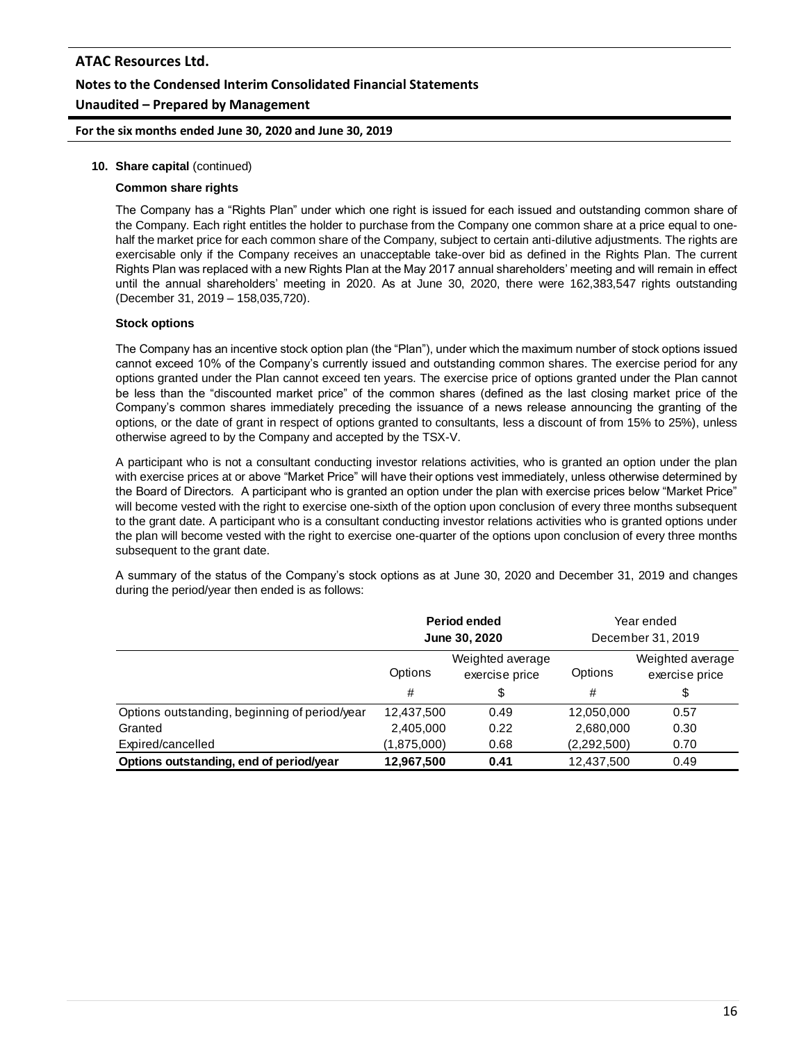**10. Share capital** (continued)

**Common share rights**

The Company has a "Rights Plan" under which one right is issued for each issued and outstanding common share of the Company. Each right entitles the holder to purchase from the Company one common share at a price equal to one-half the market price for each common share of the Company, subject to certain anti-dilutive adjustments. The rights are exercisable only if the Company receives an unacceptable take-over bid as defined in the Rights Plan. The current Rights Plan was replaced with a new Rights Plan at the May 2017 annual shareholders' meeting and will remain in effect until the annual shareholders' meeting in 2020. As at June 30, 2020, there were 162,383,547 rights outstanding (December 31, 2019 – 158,035,720).

**Stock options**

The Company has an incentive stock option plan (the "Plan"), under which the maximum number of stock options issued cannot exceed 10% of the Company's currently issued and outstanding common shares. The exercise period for any options granted under the Plan cannot exceed ten years. The exercise price of options granted under the Plan cannot be less than the "discounted market price" of the common shares (defined as the last closing market price of the Company's common shares immediately preceding the issuance of a news release announcing the granting of the options, or the date of grant in respect of options granted to consultants, less a discount of from 15% to 25%), unless otherwise agreed to by the Company and accepted by the TSX-V.

A participant who is not a consultant conducting investor relations activities, who is granted an option under the plan with exercise prices at or above "Market Price" will have their options vest immediately, unless otherwise determined by the Board of Directors. A participant who is granted an option under the plan with exercise prices below "Market Price" will become vested with the right to exercise one-sixth of the option upon conclusion of every three months subsequent to the grant date. A participant who is a consultant conducting investor relations activities who is granted options under the plan will become vested with the right to exercise one-quarter of the options upon conclusion of every three months subsequent to the grant date.

A summary of the status of the Company's stock options as at June 30, 2020 and December 31, 2019 and changes during the period/year then ended is as follows:

| | **Period ended June 30, 2020** | | Year ended December 31, 2019 | |
|---|---|---|---|---|
| | Options | Weighted average exercise price | Options | Weighted average exercise price |
| | # | $ | # | $ |
| Options outstanding, beginning of period/year | 12,437,500 | 0.49 | 12,050,000 | 0.57 |
| Granted | 2,405,000 | 0.22 | 2,680,000 | 0.30 |
| Expired/cancelled | (1,875,000) | 0.68 | (2,292,500) | 0.70 |
| **Options outstanding, end of period/year** | **12,967,500** | **0.41** | 12,437,500 | 0.49 |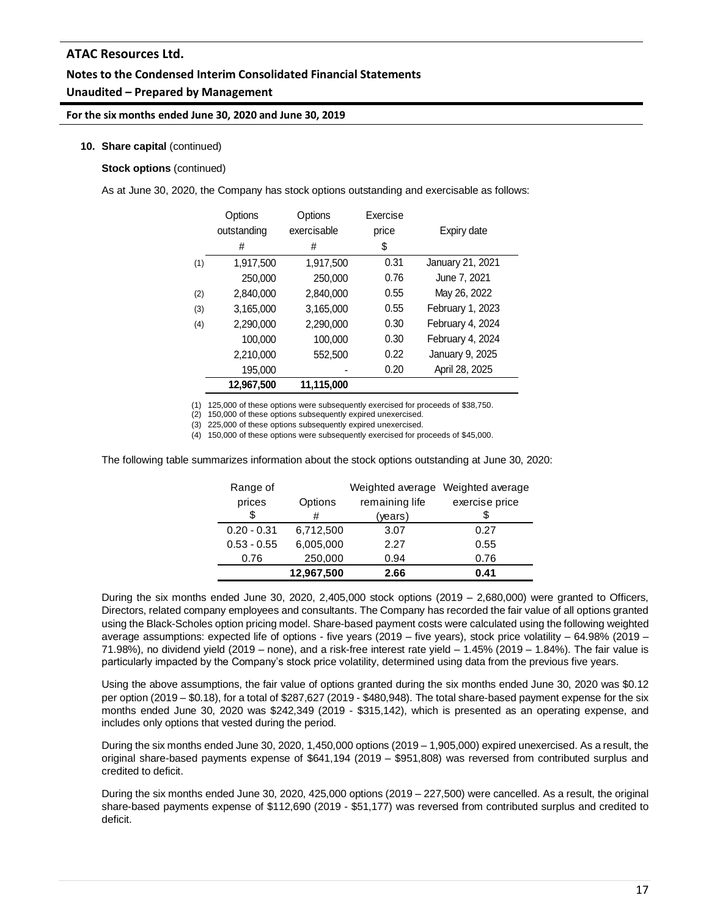**10. Share capital** (continued)

**Stock options** (continued)

As at June 30, 2020, the Company has stock options outstanding and exercisable as follows:

| | Options outstanding # | Options exercisable # | Exercise price $ | Expiry date |
|---|---|---|---|---|
| (1) | 1,917,500 | 1,917,500 | 0.31 | January 21, 2021 |
| | 250,000 | 250,000 | 0.76 | June 7, 2021 |
| (2) | 2,840,000 | 2,840,000 | 0.55 | May 26, 2022 |
| (3) | 3,165,000 | 3,165,000 | 0.55 | February 1, 2023 |
| (4) | 2,290,000 | 2,290,000 | 0.30 | February 4, 2024 |
| | 100,000 | 100,000 | 0.30 | February 4, 2024 |
| | 2,210,000 | 552,500 | 0.22 | January 9, 2025 |
| | 195,000 | - | 0.20 | April 28, 2025 |
| | **12,967,500** | **11,115,000** | | |

(1) 125,000 of these options were subsequently exercised for proceeds of $38,750.
(2) 150,000 of these options subsequently expired unexercised.
(3) 225,000 of these options subsequently expired unexercised.
(4) 150,000 of these options were subsequently exercised for proceeds of $45,000.

The following table summarizes information about the stock options outstanding at June 30, 2020:

| Range of prices $ | Options # | Weighted average remaining life (years) | Weighted average exercise price $ |
|---|---|---|---|
| 0.20 - 0.31 | 6,712,500 | 3.07 | 0.27 |
| 0.53 - 0.55 | 6,005,000 | 2.27 | 0.55 |
| 0.76 | 250,000 | 0.94 | 0.76 |
| | **12,967,500** | **2.66** | **0.41** |

During the six months ended June 30, 2020, 2,405,000 stock options (2019 – 2,680,000) were granted to Officers, Directors, related company employees and consultants. The Company has recorded the fair value of all options granted using the Black-Scholes option pricing model. Share-based payment costs were calculated using the following weighted average assumptions: expected life of options - five years (2019 – five years), stock price volatility – 64.98% (2019 – 71.98%), no dividend yield (2019 – none), and a risk-free interest rate yield – 1.45% (2019 – 1.84%). The fair value is particularly impacted by the Company's stock price volatility, determined using data from the previous five years.

Using the above assumptions, the fair value of options granted during the six months ended June 30, 2020 was $0.12 per option (2019 – $0.18), for a total of $287,627 (2019 - $480,948). The total share-based payment expense for the six months ended June 30, 2020 was $242,349 (2019 - $315,142), which is presented as an operating expense, and includes only options that vested during the period.

During the six months ended June 30, 2020, 1,450,000 options (2019 – 1,905,000) expired unexercised. As a result, the original share-based payments expense of $641,194 (2019 – $951,808) was reversed from contributed surplus and credited to deficit.

During the six months ended June 30, 2020, 425,000 options (2019 – 227,500) were cancelled. As a result, the original share-based payments expense of $112,690 (2019 - $51,177) was reversed from contributed surplus and credited to deficit.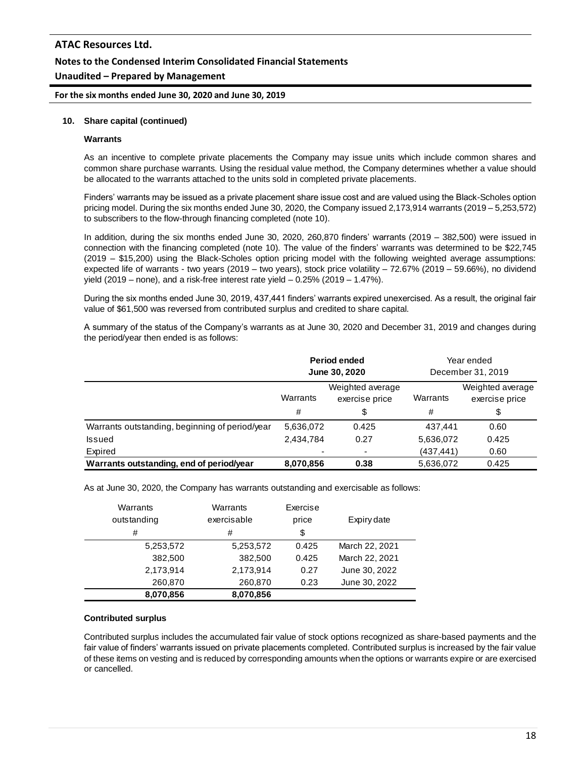**10. Share capital (continued)**

**Warrants**

As an incentive to complete private placements the Company may issue units which include common shares and common share purchase warrants. Using the residual value method, the Company determines whether a value should be allocated to the warrants attached to the units sold in completed private placements.

Finders' warrants may be issued as a private placement share issue cost and are valued using the Black-Scholes option pricing model. During the six months ended June 30, 2020, the Company issued 2,173,914 warrants (2019 – 5,253,572) to subscribers to the flow-through financing completed (note 10).

In addition, during the six months ended June 30, 2020, 260,870 finders' warrants (2019 – 382,500) were issued in connection with the financing completed (note 10). The value of the finders' warrants was determined to be $22,745 (2019 – $15,200) using the Black-Scholes option pricing model with the following weighted average assumptions: expected life of warrants - two years (2019 – two years), stock price volatility – 72.67% (2019 – 59.66%), no dividend yield (2019 – none), and a risk-free interest rate yield – 0.25% (2019 – 1.47%).

During the six months ended June 30, 2019, 437,441 finders' warrants expired unexercised. As a result, the original fair value of $61,500 was reversed from contributed surplus and credited to share capital.

A summary of the status of the Company's warrants as at June 30, 2020 and December 31, 2019 and changes during the period/year then ended is as follows:

| | **Period ended June 30, 2020** | | Year ended December 31, 2019 | |
|---|---|---|---|---|
| | Warrants | Weighted average exercise price | Warrants | Weighted average exercise price |
| | # | $ | # | $ |
| Warrants outstanding, beginning of period/year | 5,636,072 | 0.425 | 437,441 | 0.60 |
| Issued | 2,434,784 | 0.27 | 5,636,072 | 0.425 |
| Expired | - | - | (437,441) | 0.60 |
| **Warrants outstanding, end of period/year** | **8,070,856** | **0.38** | 5,636,072 | 0.425 |

As at June 30, 2020, the Company has warrants outstanding and exercisable as follows:

| Warrants outstanding | Warrants exercisable | Exercise price | Expiry date |
|---|---|---|---|
| # | # | $ | |
| 5,253,572 | 5,253,572 | 0.425 | March 22, 2021 |
| 382,500 | 382,500 | 0.425 | March 22, 2021 |
| 2,173,914 | 2,173,914 | 0.27 | June 30, 2022 |
| 260,870 | 260,870 | 0.23 | June 30, 2022 |
| **8,070,856** | **8,070,856** | | |

**Contributed surplus**

Contributed surplus includes the accumulated fair value of stock options recognized as share-based payments and the fair value of finders' warrants issued on private placements completed. Contributed surplus is increased by the fair value of these items on vesting and is reduced by corresponding amounts when the options or warrants expire or are exercised or cancelled.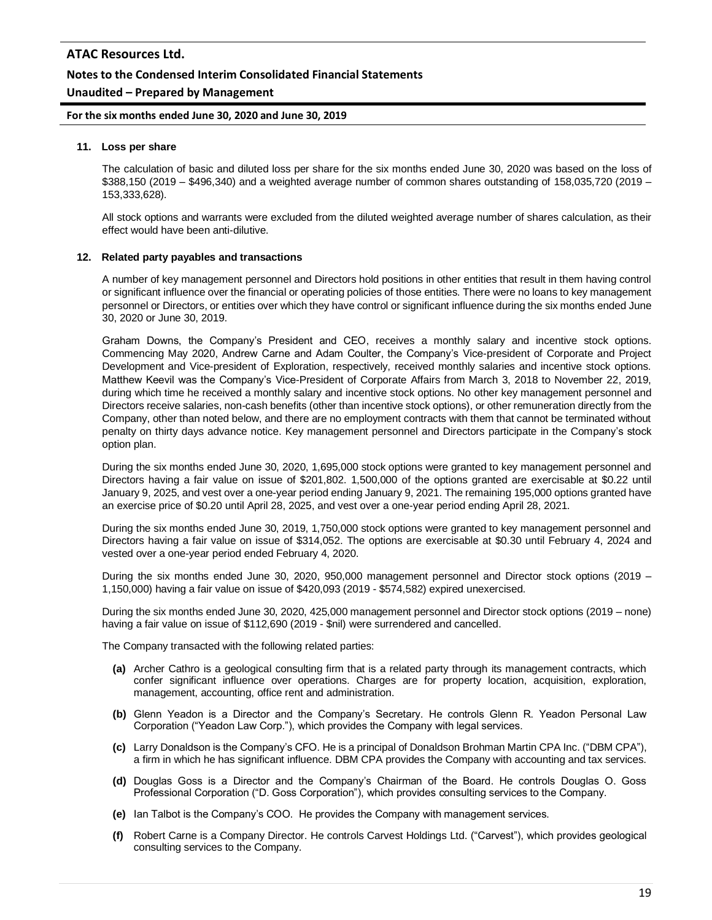## 11. Loss per share

The calculation of basic and diluted loss per share for the six months ended June 30, 2020 was based on the loss of $388,150 (2019 – $496,340) and a weighted average number of common shares outstanding of 158,035,720 (2019 – 153,333,628).

All stock options and warrants were excluded from the diluted weighted average number of shares calculation, as their effect would have been anti-dilutive.

## 12. Related party payables and transactions

A number of key management personnel and Directors hold positions in other entities that result in them having control or significant influence over the financial or operating policies of those entities. There were no loans to key management personnel or Directors, or entities over which they have control or significant influence during the six months ended June 30, 2020 or June 30, 2019.

Graham Downs, the Company's President and CEO, receives a monthly salary and incentive stock options. Commencing May 2020, Andrew Carne and Adam Coulter, the Company's Vice-president of Corporate and Project Development and Vice-president of Exploration, respectively, received monthly salaries and incentive stock options. Matthew Keevil was the Company's Vice-President of Corporate Affairs from March 3, 2018 to November 22, 2019, during which time he received a monthly salary and incentive stock options. No other key management personnel and Directors receive salaries, non-cash benefits (other than incentive stock options), or other remuneration directly from the Company, other than noted below, and there are no employment contracts with them that cannot be terminated without penalty on thirty days advance notice. Key management personnel and Directors participate in the Company's stock option plan.

During the six months ended June 30, 2020, 1,695,000 stock options were granted to key management personnel and Directors having a fair value on issue of $201,802. 1,500,000 of the options granted are exercisable at $0.22 until January 9, 2025, and vest over a one-year period ending January 9, 2021. The remaining 195,000 options granted have an exercise price of $0.20 until April 28, 2025, and vest over a one-year period ending April 28, 2021.

During the six months ended June 30, 2019, 1,750,000 stock options were granted to key management personnel and Directors having a fair value on issue of $314,052. The options are exercisable at $0.30 until February 4, 2024 and vested over a one-year period ended February 4, 2020.

During the six months ended June 30, 2020, 950,000 management personnel and Director stock options (2019 – 1,150,000) having a fair value on issue of $420,093 (2019 - $574,582) expired unexercised.

During the six months ended June 30, 2020, 425,000 management personnel and Director stock options (2019 – none) having a fair value on issue of $112,690 (2019 - $nil) were surrendered and cancelled.

The Company transacted with the following related parties:

- **(a)** Archer Cathro is a geological consulting firm that is a related party through its management contracts, which confer significant influence over operations. Charges are for property location, acquisition, exploration, management, accounting, office rent and administration.
- **(b)** Glenn Yeadon is a Director and the Company's Secretary. He controls Glenn R. Yeadon Personal Law Corporation ("Yeadon Law Corp."), which provides the Company with legal services.
- **(c)** Larry Donaldson is the Company's CFO. He is a principal of Donaldson Brohman Martin CPA Inc. ("DBM CPA"), a firm in which he has significant influence. DBM CPA provides the Company with accounting and tax services.
- **(d)** Douglas Goss is a Director and the Company's Chairman of the Board. He controls Douglas O. Goss Professional Corporation ("D. Goss Corporation"), which provides consulting services to the Company.
- **(e)** Ian Talbot is the Company's COO. He provides the Company with management services.
- **(f)** Robert Carne is a Company Director. He controls Carvest Holdings Ltd. ("Carvest"), which provides geological consulting services to the Company.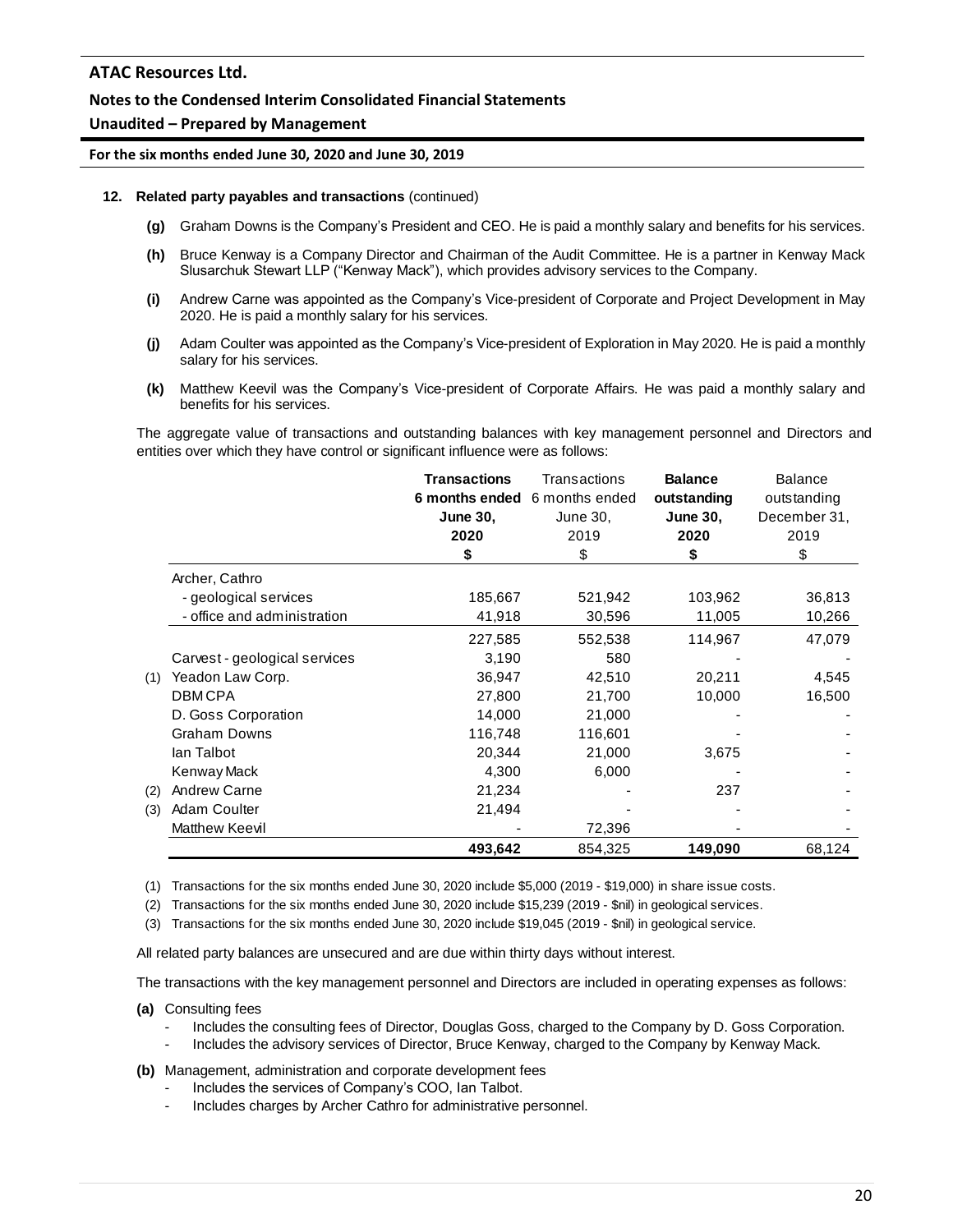**12. Related party payables and transactions** (continued)

**(g)** Graham Downs is the Company's President and CEO. He is paid a monthly salary and benefits for his services.

**(h)** Bruce Kenway is a Company Director and Chairman of the Audit Committee. He is a partner in Kenway Mack Slusarchuk Stewart LLP ("Kenway Mack"), which provides advisory services to the Company.

**(i)** Andrew Carne was appointed as the Company's Vice-president of Corporate and Project Development in May 2020. He is paid a monthly salary for his services.

**(j)** Adam Coulter was appointed as the Company's Vice-president of Exploration in May 2020. He is paid a monthly salary for his services.

**(k)** Matthew Keevil was the Company's Vice-president of Corporate Affairs. He was paid a monthly salary and benefits for his services.

The aggregate value of transactions and outstanding balances with key management personnel and Directors and entities over which they have control or significant influence were as follows:

| | | **Transactions 6 months ended June 30, 2020** | Transactions 6 months ended June 30, 2019 | **Balance outstanding June 30, 2020** | Balance outstanding December 31, 2019 |
|---|---|---|---|---|---|
| | | **$** | $ | **$** | $ |
| | Archer, Cathro | | | | |
| | - geological services | 185,667 | 521,942 | 103,962 | 36,813 |
| | - office and administration | 41,918 | 30,596 | 11,005 | 10,266 |
| | | 227,585 | 552,538 | 114,967 | 47,079 |
| | Carvest - geological services | 3,190 | 580 | - | - |
| (1) | Yeadon Law Corp. | 36,947 | 42,510 | 20,211 | 4,545 |
| | DBM CPA | 27,800 | 21,700 | 10,000 | 16,500 |
| | D. Goss Corporation | 14,000 | 21,000 | - | - |
| | Graham Downs | 116,748 | 116,601 | - | - |
| | Ian Talbot | 20,344 | 21,000 | 3,675 | - |
| | Kenway Mack | 4,300 | 6,000 | - | - |
| (2) | Andrew Carne | 21,234 | - | 237 | - |
| (3) | Adam Coulter | 21,494 | - | - | - |
| | Matthew Keevil | - | 72,396 | - | - |
| | | **493,642** | 854,325 | **149,090** | 68,124 |

(1) Transactions for the six months ended June 30, 2020 include $5,000 (2019 - $19,000) in share issue costs.

(2) Transactions for the six months ended June 30, 2020 include $15,239 (2019 - $nil) in geological services.

(3) Transactions for the six months ended June 30, 2020 include $19,045 (2019 - $nil) in geological service.

All related party balances are unsecured and are due within thirty days without interest.

The transactions with the key management personnel and Directors are included in operating expenses as follows:

**(a)** Consulting fees

- Includes the consulting fees of Director, Douglas Goss, charged to the Company by D. Goss Corporation.
- Includes the advisory services of Director, Bruce Kenway, charged to the Company by Kenway Mack.

**(b)** Management, administration and corporate development fees

- Includes the services of Company's COO, Ian Talbot.
- Includes charges by Archer Cathro for administrative personnel.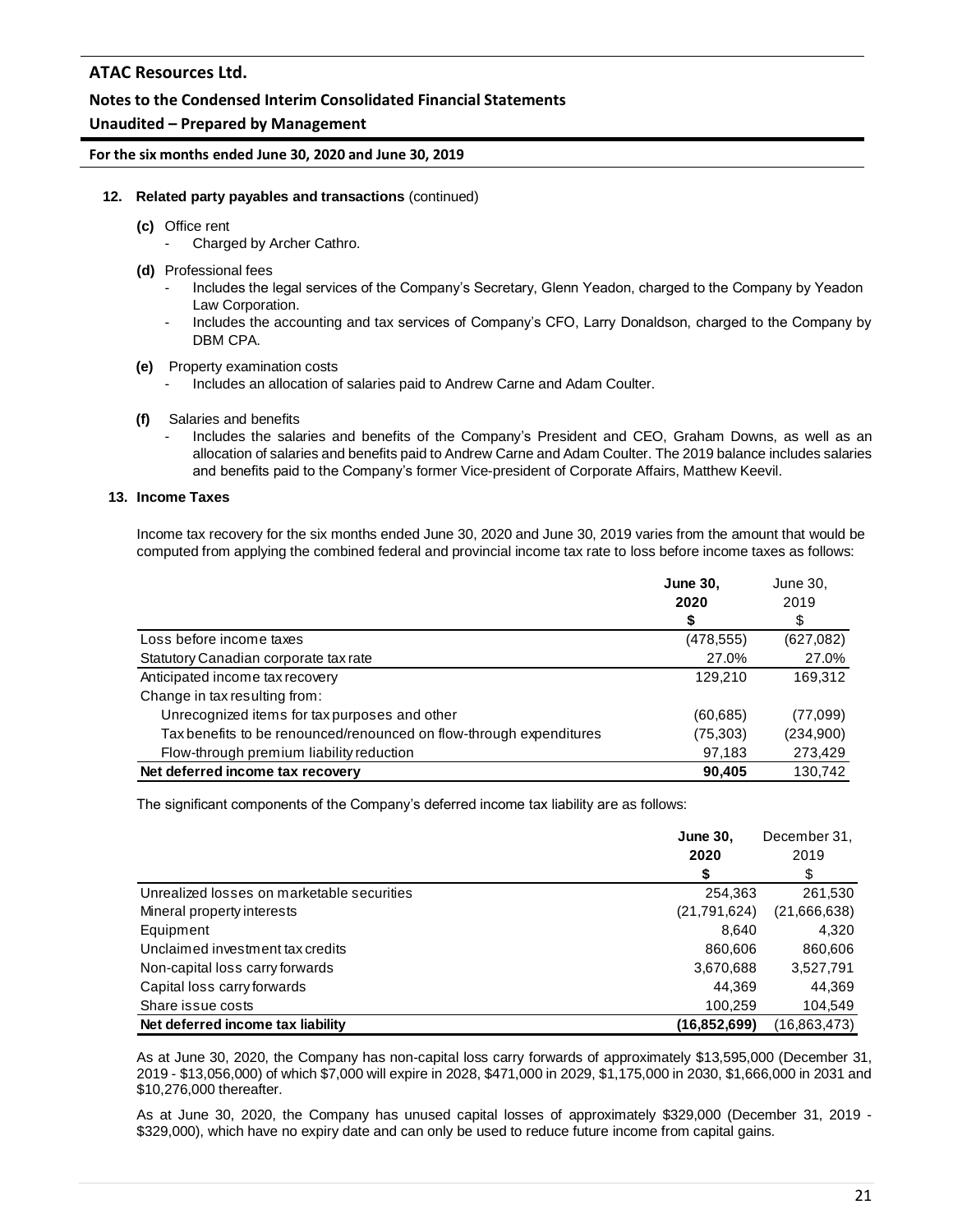**12. Related party payables and transactions** (continued)

**(c)** Office rent
- Charged by Archer Cathro.

**(d)** Professional fees
- Includes the legal services of the Company's Secretary, Glenn Yeadon, charged to the Company by Yeadon Law Corporation.
- Includes the accounting and tax services of Company's CFO, Larry Donaldson, charged to the Company by DBM CPA.

**(e)** Property examination costs
- Includes an allocation of salaries paid to Andrew Carne and Adam Coulter.

**(f)** Salaries and benefits
- Includes the salaries and benefits of the Company's President and CEO, Graham Downs, as well as an allocation of salaries and benefits paid to Andrew Carne and Adam Coulter. The 2019 balance includes salaries and benefits paid to the Company's former Vice-president of Corporate Affairs, Matthew Keevil.

**13. Income Taxes**

Income tax recovery for the six months ended June 30, 2020 and June 30, 2019 varies from the amount that would be computed from applying the combined federal and provincial income tax rate to loss before income taxes as follows:

| | **June 30, 2020** | June 30, 2019 |
|---|---|---|
| | **$** | $ |
| Loss before income taxes | (478,555) | (627,082) |
| Statutory Canadian corporate tax rate | 27.0% | 27.0% |
| Anticipated income tax recovery | 129,210 | 169,312 |
| Change in tax resulting from: | | |
| Unrecognized items for tax purposes and other | (60,685) | (77,099) |
| Tax benefits to be renounced/renounced on flow-through expenditures | (75,303) | (234,900) |
| Flow-through premium liability reduction | 97,183 | 273,429 |
| **Net deferred income tax recovery** | **90,405** | 130,742 |

The significant components of the Company's deferred income tax liability are as follows:

| | **June 30, 2020** | December 31, 2019 |
|---|---|---|
| | **$** | $ |
| Unrealized losses on marketable securities | 254,363 | 261,530 |
| Mineral property interests | (21,791,624) | (21,666,638) |
| Equipment | 8,640 | 4,320 |
| Unclaimed investment tax credits | 860,606 | 860,606 |
| Non-capital loss carry forwards | 3,670,688 | 3,527,791 |
| Capital loss carry forwards | 44,369 | 44,369 |
| Share issue costs | 100,259 | 104,549 |
| **Net deferred income tax liability** | **(16,852,699)** | (16,863,473) |

As at June 30, 2020, the Company has non-capital loss carry forwards of approximately $13,595,000 (December 31, 2019 - $13,056,000) of which $7,000 will expire in 2028, $471,000 in 2029, $1,175,000 in 2030, $1,666,000 in 2031 and $10,276,000 thereafter.

As at June 30, 2020, the Company has unused capital losses of approximately $329,000 (December 31, 2019 - $329,000), which have no expiry date and can only be used to reduce future income from capital gains.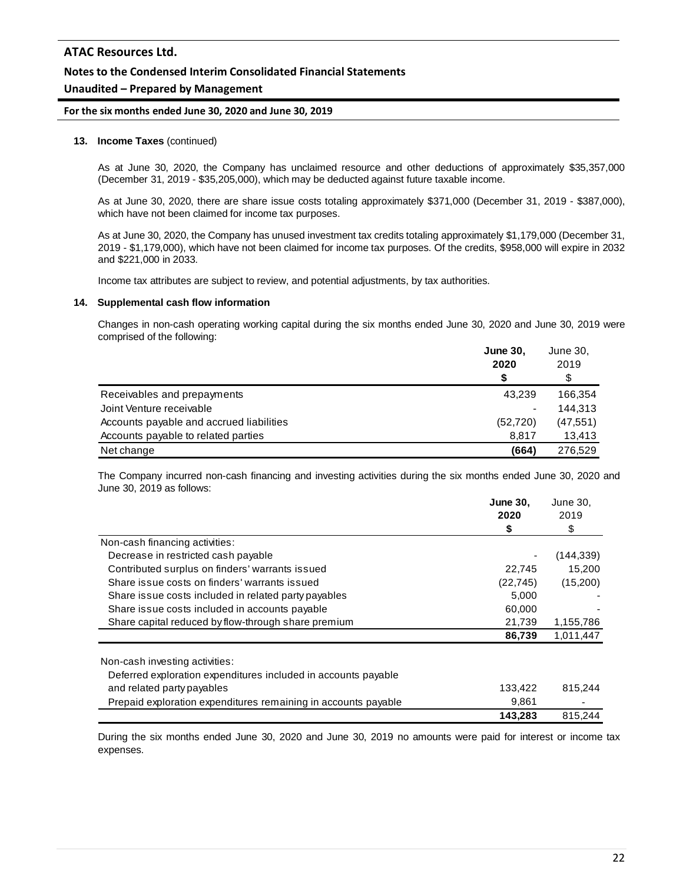**13. Income Taxes** (continued)

As at June 30, 2020, the Company has unclaimed resource and other deductions of approximately $35,357,000 (December 31, 2019 - $35,205,000), which may be deducted against future taxable income.

As at June 30, 2020, there are share issue costs totaling approximately $371,000 (December 31, 2019 - $387,000), which have not been claimed for income tax purposes.

As at June 30, 2020, the Company has unused investment tax credits totaling approximately $1,179,000 (December 31, 2019 - $1,179,000), which have not been claimed for income tax purposes. Of the credits, $958,000 will expire in 2032 and $221,000 in 2033.

Income tax attributes are subject to review, and potential adjustments, by tax authorities.

**14. Supplemental cash flow information**

Changes in non-cash operating working capital during the six months ended June 30, 2020 and June 30, 2019 were comprised of the following:

| | **June 30, 2020 $** | June 30, 2019 $ |
|---|---|---|
| Receivables and prepayments | 43,239 | 166,354 |
| Joint Venture receivable | - | 144,313 |
| Accounts payable and accrued liabilities | (52,720) | (47,551) |
| Accounts payable to related parties | 8,817 | 13,413 |
| Net change | **(664)** | 276,529 |

The Company incurred non-cash financing and investing activities during the six months ended June 30, 2020 and June 30, 2019 as follows:

| | **June 30, 2020 $** | June 30, 2019 $ |
|---|---|---|
| Non-cash financing activities: | | |
| Decrease in restricted cash payable | - | (144,339) |
| Contributed surplus on finders' warrants issued | 22,745 | 15,200 |
| Share issue costs on finders' warrants issued | (22,745) | (15,200) |
| Share issue costs included in related party payables | 5,000 | - |
| Share issue costs included in accounts payable | 60,000 | - |
| Share capital reduced by flow-through share premium | 21,739 | 1,155,786 |
| | **86,739** | 1,011,447 |
| Non-cash investing activities: | | |
| Deferred exploration expenditures included in accounts payable and related party payables | 133,422 | 815,244 |
| Prepaid exploration expenditures remaining in accounts payable | 9,861 | - |
| | **143,283** | 815,244 |

During the six months ended June 30, 2020 and June 30, 2019 no amounts were paid for interest or income tax expenses.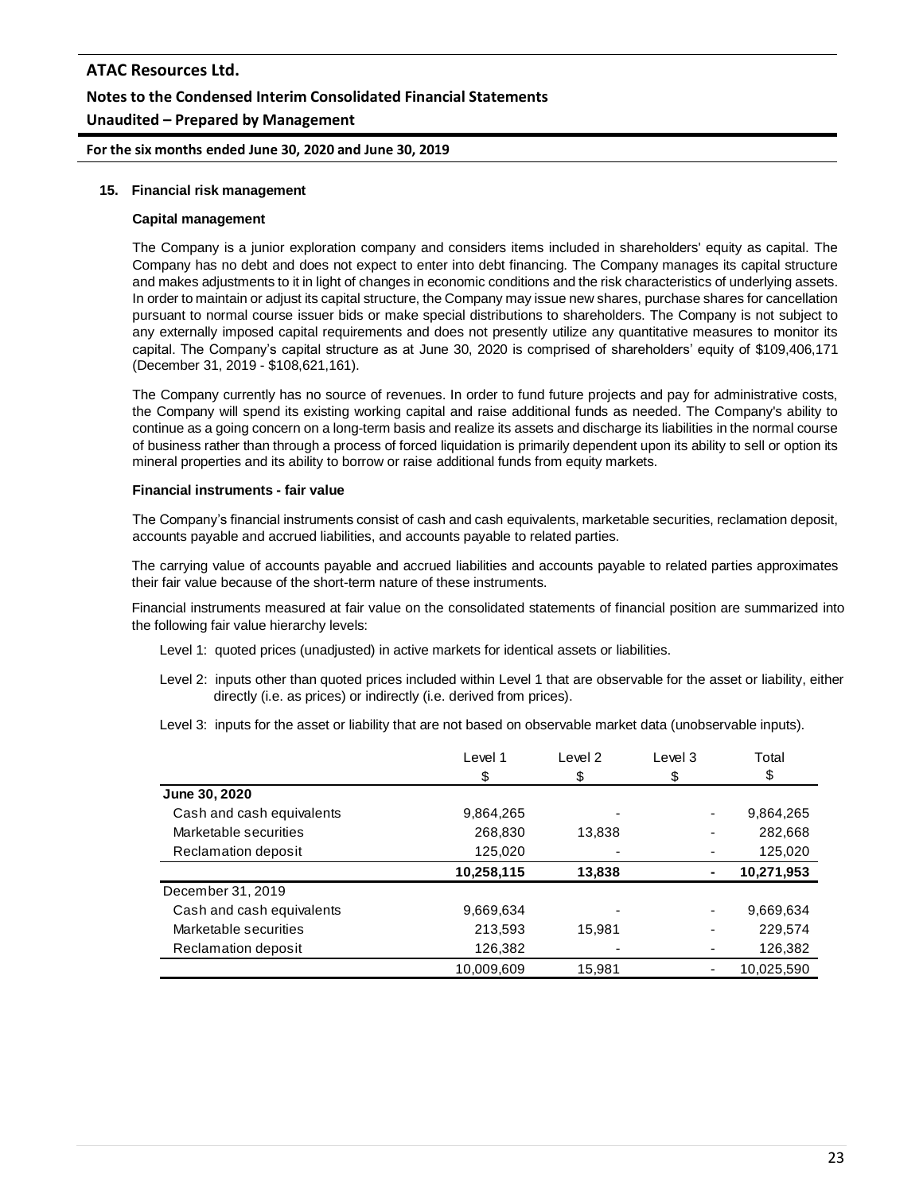## 15. Financial risk management

### Capital management

The Company is a junior exploration company and considers items included in shareholders' equity as capital. The Company has no debt and does not expect to enter into debt financing. The Company manages its capital structure and makes adjustments to it in light of changes in economic conditions and the risk characteristics of underlying assets. In order to maintain or adjust its capital structure, the Company may issue new shares, purchase shares for cancellation pursuant to normal course issuer bids or make special distributions to shareholders. The Company is not subject to any externally imposed capital requirements and does not presently utilize any quantitative measures to monitor its capital. The Company's capital structure as at June 30, 2020 is comprised of shareholders' equity of $109,406,171 (December 31, 2019 - $108,621,161).

The Company currently has no source of revenues. In order to fund future projects and pay for administrative costs, the Company will spend its existing working capital and raise additional funds as needed. The Company's ability to continue as a going concern on a long-term basis and realize its assets and discharge its liabilities in the normal course of business rather than through a process of forced liquidation is primarily dependent upon its ability to sell or option its mineral properties and its ability to borrow or raise additional funds from equity markets.

### Financial instruments - fair value

The Company's financial instruments consist of cash and cash equivalents, marketable securities, reclamation deposit, accounts payable and accrued liabilities, and accounts payable to related parties.

The carrying value of accounts payable and accrued liabilities and accounts payable to related parties approximates their fair value because of the short-term nature of these instruments.

Financial instruments measured at fair value on the consolidated statements of financial position are summarized into the following fair value hierarchy levels:

Level 1: quoted prices (unadjusted) in active markets for identical assets or liabilities.

Level 2: inputs other than quoted prices included within Level 1 that are observable for the asset or liability, either directly (i.e. as prices) or indirectly (i.e. derived from prices).

Level 3: inputs for the asset or liability that are not based on observable market data (unobservable inputs).

| | Level 1 | Level 2 | Level 3 | Total |
|---|---|---|---|---|
| | $ | $ | $ | $ |
| **June 30, 2020** | | | | |
| Cash and cash equivalents | 9,864,265 | - | - | 9,864,265 |
| Marketable securities | 268,830 | 13,838 | - | 282,668 |
| Reclamation deposit | 125,020 | - | - | 125,020 |
| | **10,258,115** | **13,838** | **-** | **10,271,953** |
| December 31, 2019 | | | | |
| Cash and cash equivalents | 9,669,634 | - | - | 9,669,634 |
| Marketable securities | 213,593 | 15,981 | - | 229,574 |
| Reclamation deposit | 126,382 | - | - | 126,382 |
| | 10,009,609 | 15,981 | - | 10,025,590 |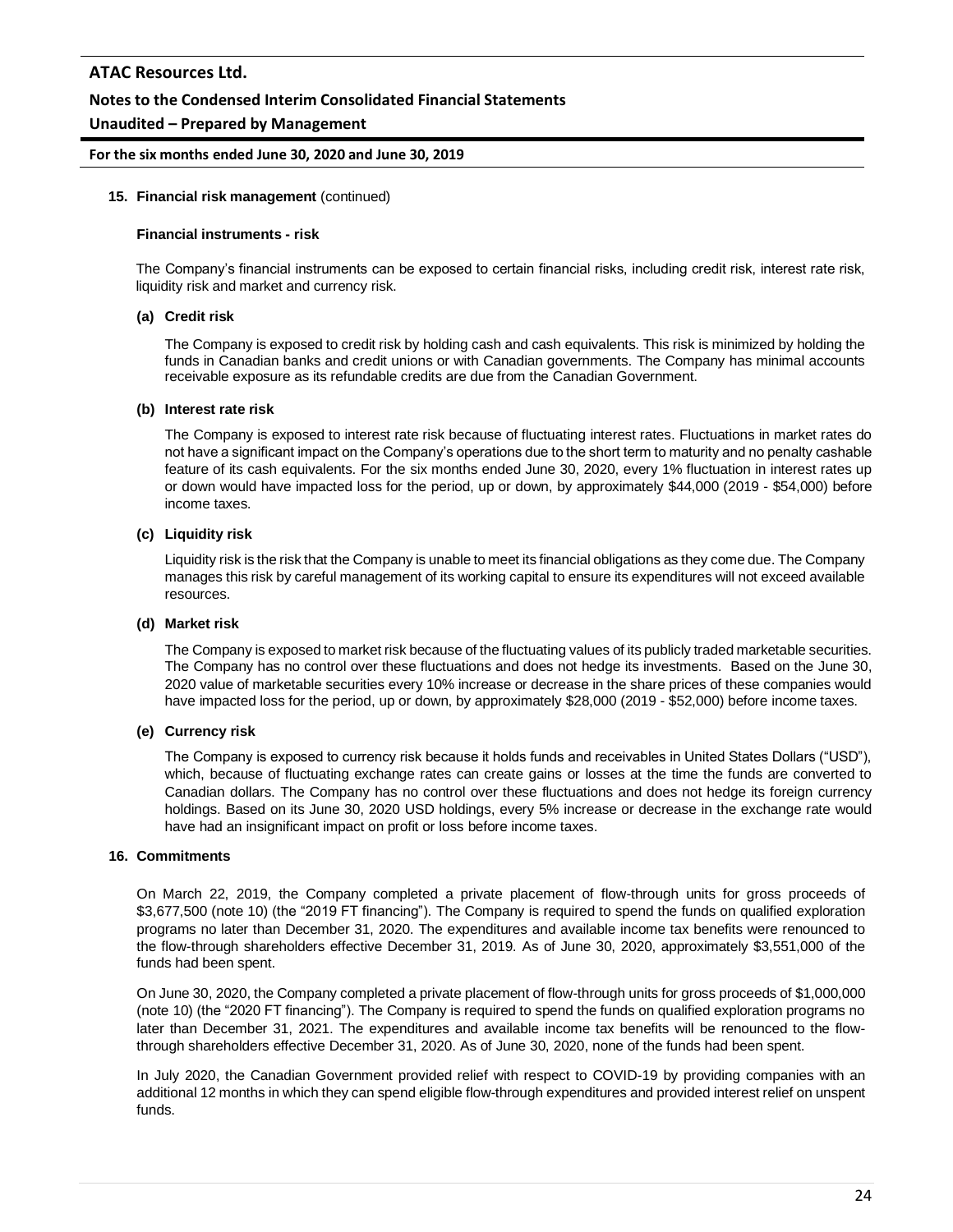**15. Financial risk management** (continued)

**Financial instruments - risk**

The Company's financial instruments can be exposed to certain financial risks, including credit risk, interest rate risk, liquidity risk and market and currency risk.

**(a) Credit risk**

The Company is exposed to credit risk by holding cash and cash equivalents. This risk is minimized by holding the funds in Canadian banks and credit unions or with Canadian governments. The Company has minimal accounts receivable exposure as its refundable credits are due from the Canadian Government.

**(b) Interest rate risk**

The Company is exposed to interest rate risk because of fluctuating interest rates. Fluctuations in market rates do not have a significant impact on the Company's operations due to the short term to maturity and no penalty cashable feature of its cash equivalents. For the six months ended June 30, 2020, every 1% fluctuation in interest rates up or down would have impacted loss for the period, up or down, by approximately $44,000 (2019 - $54,000) before income taxes.

**(c) Liquidity risk**

Liquidity risk is the risk that the Company is unable to meet its financial obligations as they come due. The Company manages this risk by careful management of its working capital to ensure its expenditures will not exceed available resources.

**(d) Market risk**

The Company is exposed to market risk because of the fluctuating values of its publicly traded marketable securities. The Company has no control over these fluctuations and does not hedge its investments. Based on the June 30, 2020 value of marketable securities every 10% increase or decrease in the share prices of these companies would have impacted loss for the period, up or down, by approximately $28,000 (2019 - $52,000) before income taxes.

**(e) Currency risk**

The Company is exposed to currency risk because it holds funds and receivables in United States Dollars ("USD"), which, because of fluctuating exchange rates can create gains or losses at the time the funds are converted to Canadian dollars. The Company has no control over these fluctuations and does not hedge its foreign currency holdings. Based on its June 30, 2020 USD holdings, every 5% increase or decrease in the exchange rate would have had an insignificant impact on profit or loss before income taxes.

**16. Commitments**

On March 22, 2019, the Company completed a private placement of flow-through units for gross proceeds of $3,677,500 (note 10) (the "2019 FT financing"). The Company is required to spend the funds on qualified exploration programs no later than December 31, 2020. The expenditures and available income tax benefits were renounced to the flow-through shareholders effective December 31, 2019. As of June 30, 2020, approximately $3,551,000 of the funds had been spent.

On June 30, 2020, the Company completed a private placement of flow-through units for gross proceeds of $1,000,000 (note 10) (the "2020 FT financing"). The Company is required to spend the funds on qualified exploration programs no later than December 31, 2021. The expenditures and available income tax benefits will be renounced to the flow-through shareholders effective December 31, 2020. As of June 30, 2020, none of the funds had been spent.

In July 2020, the Canadian Government provided relief with respect to COVID-19 by providing companies with an additional 12 months in which they can spend eligible flow-through expenditures and provided interest relief on unspent funds.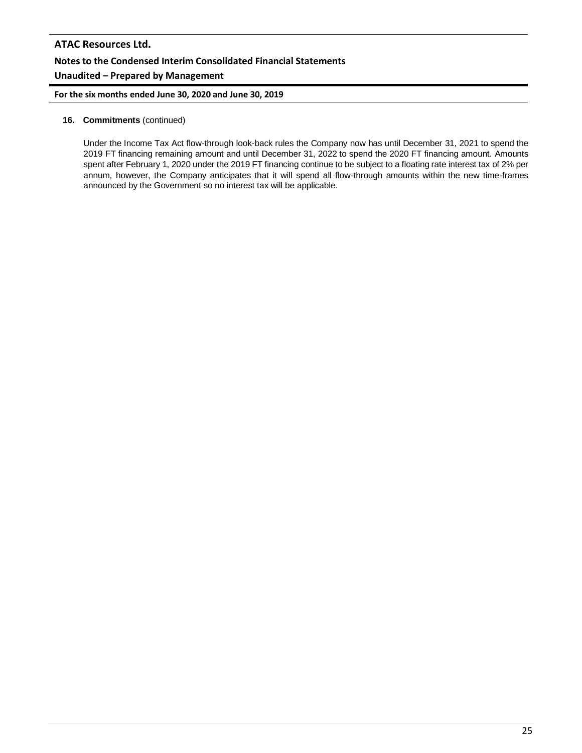**16. Commitments** (continued)

Under the Income Tax Act flow-through look-back rules the Company now has until December 31, 2021 to spend the 2019 FT financing remaining amount and until December 31, 2022 to spend the 2020 FT financing amount. Amounts spent after February 1, 2020 under the 2019 FT financing continue to be subject to a floating rate interest tax of 2% per annum, however, the Company anticipates that it will spend all flow-through amounts within the new time-frames announced by the Government so no interest tax will be applicable.